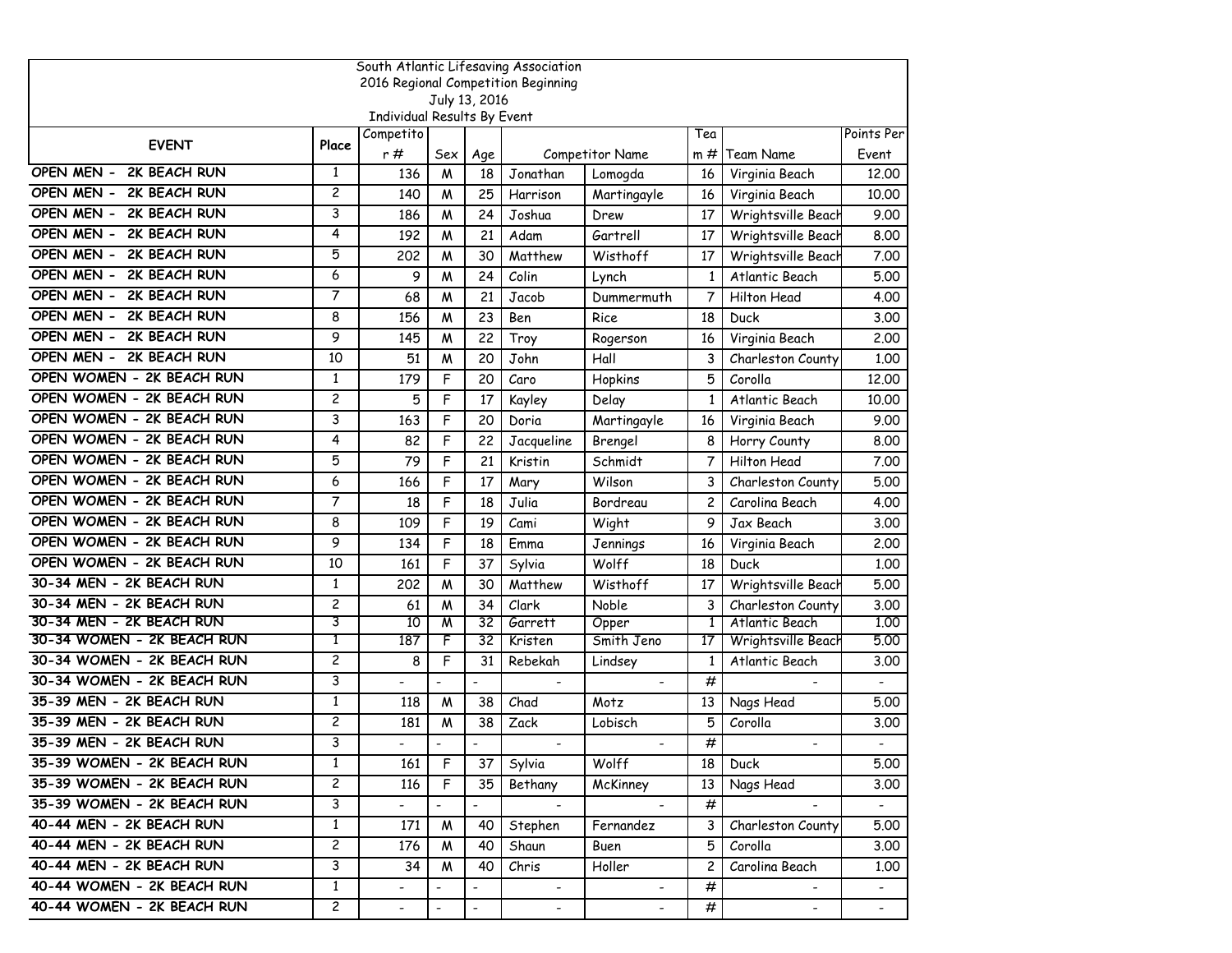South Atlantic Lifesaving Association
2016 Regional Competition Beginning
July 13, 2016
Individual Results By Event

| EVENT | Place | Competitor # | Sex | Age | Competitor Name | | Team # | Team Name | Points Per Event |
|---|---|---|---|---|---|---|---|---|---|
| OPEN MEN - 2K BEACH RUN | 1 | 136 | M | 18 | Jonathan | Lomogda | 16 | Virginia Beach | 12.00 |
| OPEN MEN - 2K BEACH RUN | 2 | 140 | M | 25 | Harrison | Martingayle | 16 | Virginia Beach | 10.00 |
| OPEN MEN - 2K BEACH RUN | 3 | 186 | M | 24 | Joshua | Drew | 17 | Wrightsville Beach | 9.00 |
| OPEN MEN - 2K BEACH RUN | 4 | 192 | M | 21 | Adam | Gartrell | 17 | Wrightsville Beach | 8.00 |
| OPEN MEN - 2K BEACH RUN | 5 | 202 | M | 30 | Matthew | Wisthoff | 17 | Wrightsville Beach | 7.00 |
| OPEN MEN - 2K BEACH RUN | 6 | 9 | M | 24 | Colin | Lynch | 1 | Atlantic Beach | 5.00 |
| OPEN MEN - 2K BEACH RUN | 7 | 68 | M | 21 | Jacob | Dummermuth | 7 | Hilton Head | 4.00 |
| OPEN MEN - 2K BEACH RUN | 8 | 156 | M | 23 | Ben | Rice | 18 | Duck | 3.00 |
| OPEN MEN - 2K BEACH RUN | 9 | 145 | M | 22 | Troy | Rogerson | 16 | Virginia Beach | 2.00 |
| OPEN MEN - 2K BEACH RUN | 10 | 51 | M | 20 | John | Hall | 3 | Charleston County | 1.00 |
| OPEN WOMEN - 2K BEACH RUN | 1 | 179 | F | 20 | Caro | Hopkins | 5 | Corolla | 12.00 |
| OPEN WOMEN - 2K BEACH RUN | 2 | 5 | F | 17 | Kayley | Delay | 1 | Atlantic Beach | 10.00 |
| OPEN WOMEN - 2K BEACH RUN | 3 | 163 | F | 20 | Doria | Martingayle | 16 | Virginia Beach | 9.00 |
| OPEN WOMEN - 2K BEACH RUN | 4 | 82 | F | 22 | Jacqueline | Brengel | 8 | Horry County | 8.00 |
| OPEN WOMEN - 2K BEACH RUN | 5 | 79 | F | 21 | Kristin | Schmidt | 7 | Hilton Head | 7.00 |
| OPEN WOMEN - 2K BEACH RUN | 6 | 166 | F | 17 | Mary | Wilson | 3 | Charleston County | 5.00 |
| OPEN WOMEN - 2K BEACH RUN | 7 | 18 | F | 18 | Julia | Bordreau | 2 | Carolina Beach | 4.00 |
| OPEN WOMEN - 2K BEACH RUN | 8 | 109 | F | 19 | Cami | Wight | 9 | Jax Beach | 3.00 |
| OPEN WOMEN - 2K BEACH RUN | 9 | 134 | F | 18 | Emma | Jennings | 16 | Virginia Beach | 2.00 |
| OPEN WOMEN - 2K BEACH RUN | 10 | 161 | F | 37 | Sylvia | Wolff | 18 | Duck | 1.00 |
| 30-34 MEN - 2K BEACH RUN | 1 | 202 | M | 30 | Matthew | Wisthoff | 17 | Wrightsville Beach | 5.00 |
| 30-34 MEN - 2K BEACH RUN | 2 | 61 | M | 34 | Clark | Noble | 3 | Charleston County | 3.00 |
| 30-34 MEN - 2K BEACH RUN | 3 | 10 | M | 32 | Garrett | Opper | 1 | Atlantic Beach | 1.00 |
| 30-34 WOMEN - 2K BEACH RUN | 1 | 187 | F | 32 | Kristen | Smith Jeno | 17 | Wrightsville Beach | 5.00 |
| 30-34 WOMEN - 2K BEACH RUN | 2 | 8 | F | 31 | Rebekah | Lindsey | 1 | Atlantic Beach | 3.00 |
| 30-34 WOMEN - 2K BEACH RUN | 3 | - | - | - | - | - | # | - | - |
| 35-39 MEN - 2K BEACH RUN | 1 | 118 | M | 38 | Chad | Motz | 13 | Nags Head | 5.00 |
| 35-39 MEN - 2K BEACH RUN | 2 | 181 | M | 38 | Zack | Lobisch | 5 | Corolla | 3.00 |
| 35-39 MEN - 2K BEACH RUN | 3 | - | - | - | - | - | # | - | - |
| 35-39 WOMEN - 2K BEACH RUN | 1 | 161 | F | 37 | Sylvia | Wolff | 18 | Duck | 5.00 |
| 35-39 WOMEN - 2K BEACH RUN | 2 | 116 | F | 35 | Bethany | McKinney | 13 | Nags Head | 3.00 |
| 35-39 WOMEN - 2K BEACH RUN | 3 | - | - | - | - | - | # | - | - |
| 40-44 MEN - 2K BEACH RUN | 1 | 171 | M | 40 | Stephen | Fernandez | 3 | Charleston County | 5.00 |
| 40-44 MEN - 2K BEACH RUN | 2 | 176 | M | 40 | Shaun | Buen | 5 | Corolla | 3.00 |
| 40-44 MEN - 2K BEACH RUN | 3 | 34 | M | 40 | Chris | Holler | 2 | Carolina Beach | 1.00 |
| 40-44 WOMEN - 2K BEACH RUN | 1 | - | - | - | - | - | # | - | - |
| 40-44 WOMEN - 2K BEACH RUN | 2 | - | - | - | - | - | # | - | - |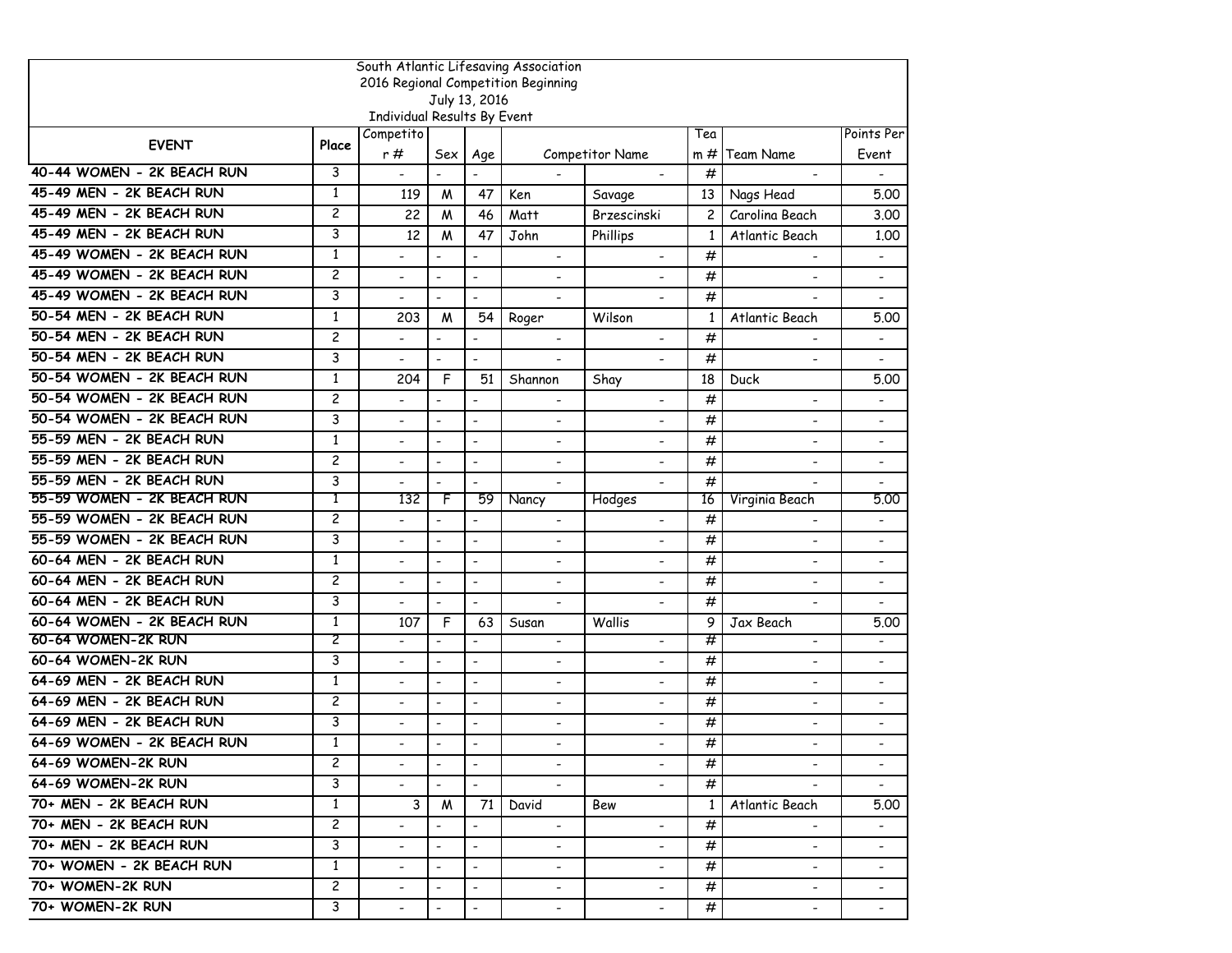South Atlantic Lifesaving Association
2016 Regional Competition Beginning
July 13, 2016
Individual Results By Event

| EVENT | Place | Competitor # | Sex | Age | Competitor Name | | Team # | Team Name | Points Per Event |
|---|---|---|---|---|---|---|---|---|---|
| 40-44 WOMEN - 2K BEACH RUN | 3 | - | - | - | - | - | # | - | - |
| 45-49 MEN - 2K BEACH RUN | 1 | 119 | M | 47 | Ken | Savage | 13 | Nags Head | 5.00 |
| 45-49 MEN - 2K BEACH RUN | 2 | 22 | M | 46 | Matt | Brzescinski | 2 | Carolina Beach | 3.00 |
| 45-49 MEN - 2K BEACH RUN | 3 | 12 | M | 47 | John | Phillips | 1 | Atlantic Beach | 1.00 |
| 45-49 WOMEN - 2K BEACH RUN | 1 | - | - | - | - | - | # | - | - |
| 45-49 WOMEN - 2K BEACH RUN | 2 | - | - | - | - | - | # | - | - |
| 45-49 WOMEN - 2K BEACH RUN | 3 | - | - | - | - | - | # | - | - |
| 50-54 MEN - 2K BEACH RUN | 1 | 203 | M | 54 | Roger | Wilson | 1 | Atlantic Beach | 5.00 |
| 50-54 MEN - 2K BEACH RUN | 2 | - | - | - | - | - | # | - | - |
| 50-54 MEN - 2K BEACH RUN | 3 | - | - | - | - | - | # | - | - |
| 50-54 WOMEN - 2K BEACH RUN | 1 | 204 | F | 51 | Shannon | Shay | 18 | Duck | 5.00 |
| 50-54 WOMEN - 2K BEACH RUN | 2 | - | - | - | - | - | # | - | - |
| 50-54 WOMEN - 2K BEACH RUN | 3 | - | - | - | - | - | # | - | - |
| 55-59 MEN - 2K BEACH RUN | 1 | - | - | - | - | - | # | - | - |
| 55-59 MEN - 2K BEACH RUN | 2 | - | - | - | - | - | # | - | - |
| 55-59 MEN - 2K BEACH RUN | 3 | - | - | - | - | - | # | - | - |
| 55-59 WOMEN - 2K BEACH RUN | 1 | 132 | F | 59 | Nancy | Hodges | 16 | Virginia Beach | 5.00 |
| 55-59 WOMEN - 2K BEACH RUN | 2 | - | - | - | - | - | # | - | - |
| 55-59 WOMEN - 2K BEACH RUN | 3 | - | - | - | - | - | # | - | - |
| 60-64 MEN - 2K BEACH RUN | 1 | - | - | - | - | - | # | - | - |
| 60-64 MEN - 2K BEACH RUN | 2 | - | - | - | - | - | # | - | - |
| 60-64 MEN - 2K BEACH RUN | 3 | - | - | - | - | - | # | - | - |
| 60-64 WOMEN - 2K BEACH RUN | 1 | 107 | F | 63 | Susan | Wallis | 9 | Jax Beach | 5.00 |
| 60-64 WOMEN-2K RUN | 2 | - | - | - | - | - | # | - | - |
| 60-64 WOMEN-2K RUN | 3 | - | - | - | - | - | # | - | - |
| 64-69 MEN - 2K BEACH RUN | 1 | - | - | - | - | - | # | - | - |
| 64-69 MEN - 2K BEACH RUN | 2 | - | - | - | - | - | # | - | - |
| 64-69 MEN - 2K BEACH RUN | 3 | - | - | - | - | - | # | - | - |
| 64-69 WOMEN - 2K BEACH RUN | 1 | - | - | - | - | - | # | - | - |
| 64-69 WOMEN-2K RUN | 2 | - | - | - | - | - | # | - | - |
| 64-69 WOMEN-2K RUN | 3 | - | - | - | - | - | # | - | - |
| 70+ MEN - 2K BEACH RUN | 1 | 3 | M | 71 | David | Bew | 1 | Atlantic Beach | 5.00 |
| 70+ MEN - 2K BEACH RUN | 2 | - | - | - | - | - | # | - | - |
| 70+ MEN - 2K BEACH RUN | 3 | - | - | - | - | - | # | - | - |
| 70+ WOMEN - 2K BEACH RUN | 1 | - | - | - | - | - | # | - | - |
| 70+ WOMEN-2K RUN | 2 | - | - | - | - | - | # | - | - |
| 70+ WOMEN-2K RUN | 3 | - | - | - | - | - | # | - | - |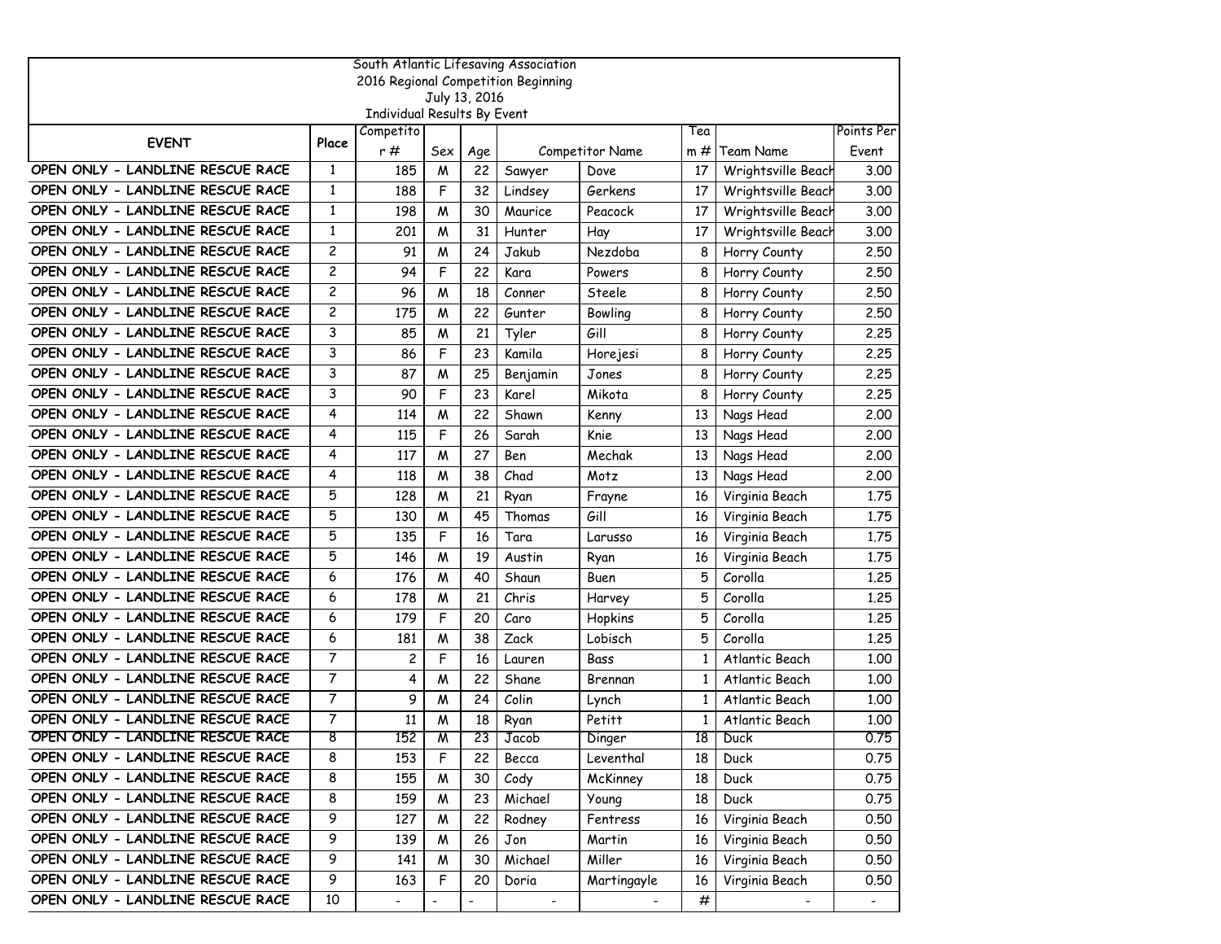South Atlantic Lifesaving Association
2016 Regional Competition Beginning
July 13, 2016
Individual Results By Event

| EVENT | Place | Competitor # | Sex | Age | Competitor Name | | Team # | Team Name | Points Per Event |
|---|---|---|---|---|---|---|---|---|---|
| OPEN ONLY - LANDLINE RESCUE RACE | 1 | 185 | M | 22 | Sawyer | Dove | 17 | Wrightsville Beach | 3.00 |
| OPEN ONLY - LANDLINE RESCUE RACE | 1 | 188 | F | 32 | Lindsey | Gerkens | 17 | Wrightsville Beach | 3.00 |
| OPEN ONLY - LANDLINE RESCUE RACE | 1 | 198 | M | 30 | Maurice | Peacock | 17 | Wrightsville Beach | 3.00 |
| OPEN ONLY - LANDLINE RESCUE RACE | 1 | 201 | M | 31 | Hunter | Hay | 17 | Wrightsville Beach | 3.00 |
| OPEN ONLY - LANDLINE RESCUE RACE | 2 | 91 | M | 24 | Jakub | Nezdoba | 8 | Horry County | 2.50 |
| OPEN ONLY - LANDLINE RESCUE RACE | 2 | 94 | F | 22 | Kara | Powers | 8 | Horry County | 2.50 |
| OPEN ONLY - LANDLINE RESCUE RACE | 2 | 96 | M | 18 | Conner | Steele | 8 | Horry County | 2.50 |
| OPEN ONLY - LANDLINE RESCUE RACE | 2 | 175 | M | 22 | Gunter | Bowling | 8 | Horry County | 2.50 |
| OPEN ONLY - LANDLINE RESCUE RACE | 3 | 85 | M | 21 | Tyler | Gill | 8 | Horry County | 2.25 |
| OPEN ONLY - LANDLINE RESCUE RACE | 3 | 86 | F | 23 | Kamila | Horejesi | 8 | Horry County | 2.25 |
| OPEN ONLY - LANDLINE RESCUE RACE | 3 | 87 | M | 25 | Benjamin | Jones | 8 | Horry County | 2.25 |
| OPEN ONLY - LANDLINE RESCUE RACE | 3 | 90 | F | 23 | Karel | Mikota | 8 | Horry County | 2.25 |
| OPEN ONLY - LANDLINE RESCUE RACE | 4 | 114 | M | 22 | Shawn | Kenny | 13 | Nags Head | 2.00 |
| OPEN ONLY - LANDLINE RESCUE RACE | 4 | 115 | F | 26 | Sarah | Knie | 13 | Nags Head | 2.00 |
| OPEN ONLY - LANDLINE RESCUE RACE | 4 | 117 | M | 27 | Ben | Mechak | 13 | Nags Head | 2.00 |
| OPEN ONLY - LANDLINE RESCUE RACE | 4 | 118 | M | 38 | Chad | Motz | 13 | Nags Head | 2.00 |
| OPEN ONLY - LANDLINE RESCUE RACE | 5 | 128 | M | 21 | Ryan | Frayne | 16 | Virginia Beach | 1.75 |
| OPEN ONLY - LANDLINE RESCUE RACE | 5 | 130 | M | 45 | Thomas | Gill | 16 | Virginia Beach | 1.75 |
| OPEN ONLY - LANDLINE RESCUE RACE | 5 | 135 | F | 16 | Tara | Larusso | 16 | Virginia Beach | 1.75 |
| OPEN ONLY - LANDLINE RESCUE RACE | 5 | 146 | M | 19 | Austin | Ryan | 16 | Virginia Beach | 1.75 |
| OPEN ONLY - LANDLINE RESCUE RACE | 6 | 176 | M | 40 | Shaun | Buen | 5 | Corolla | 1.25 |
| OPEN ONLY - LANDLINE RESCUE RACE | 6 | 178 | M | 21 | Chris | Harvey | 5 | Corolla | 1.25 |
| OPEN ONLY - LANDLINE RESCUE RACE | 6 | 179 | F | 20 | Caro | Hopkins | 5 | Corolla | 1.25 |
| OPEN ONLY - LANDLINE RESCUE RACE | 6 | 181 | M | 38 | Zack | Lobisch | 5 | Corolla | 1.25 |
| OPEN ONLY - LANDLINE RESCUE RACE | 7 | 2 | F | 16 | Lauren | Bass | 1 | Atlantic Beach | 1.00 |
| OPEN ONLY - LANDLINE RESCUE RACE | 7 | 4 | M | 22 | Shane | Brennan | 1 | Atlantic Beach | 1.00 |
| OPEN ONLY - LANDLINE RESCUE RACE | 7 | 9 | M | 24 | Colin | Lynch | 1 | Atlantic Beach | 1.00 |
| OPEN ONLY - LANDLINE RESCUE RACE | 7 | 11 | M | 18 | Ryan | Petitt | 1 | Atlantic Beach | 1.00 |
| OPEN ONLY - LANDLINE RESCUE RACE | 8 | 152 | M | 23 | Jacob | Dinger | 18 | Duck | 0.75 |
| OPEN ONLY - LANDLINE RESCUE RACE | 8 | 153 | F | 22 | Becca | Leventhal | 18 | Duck | 0.75 |
| OPEN ONLY - LANDLINE RESCUE RACE | 8 | 155 | M | 30 | Cody | McKinney | 18 | Duck | 0.75 |
| OPEN ONLY - LANDLINE RESCUE RACE | 8 | 159 | M | 23 | Michael | Young | 18 | Duck | 0.75 |
| OPEN ONLY - LANDLINE RESCUE RACE | 9 | 127 | M | 22 | Rodney | Fentress | 16 | Virginia Beach | 0.50 |
| OPEN ONLY - LANDLINE RESCUE RACE | 9 | 139 | M | 26 | Jon | Martin | 16 | Virginia Beach | 0.50 |
| OPEN ONLY - LANDLINE RESCUE RACE | 9 | 141 | M | 30 | Michael | Miller | 16 | Virginia Beach | 0.50 |
| OPEN ONLY - LANDLINE RESCUE RACE | 9 | 163 | F | 20 | Doria | Martingayle | 16 | Virginia Beach | 0.50 |
| OPEN ONLY - LANDLINE RESCUE RACE | 10 | - | - | - | - | - | # | - | - |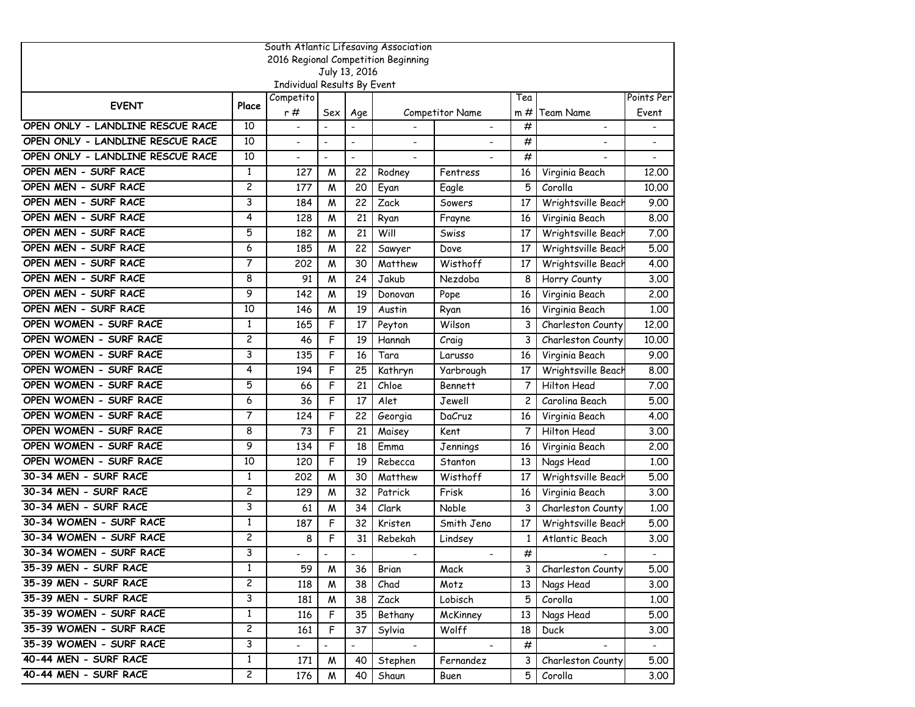South Atlantic Lifesaving Association
2016 Regional Competition Beginning
July 13, 2016
Individual Results By Event

| EVENT | Place | Competitor # | Sex | Age | Competitor Name | | Team # | Team Name | Points Per Event |
|---|---|---|---|---|---|---|---|---|---|
| OPEN ONLY - LANDLINE RESCUE RACE | 10 | - | - | - | - | - | # | - | - |
| OPEN ONLY - LANDLINE RESCUE RACE | 10 | - | - | - | - | - | # | - | - |
| OPEN ONLY - LANDLINE RESCUE RACE | 10 | - | - | - | - | - | # | - | - |
| OPEN MEN - SURF RACE | 1 | 127 | M | 22 | Rodney | Fentress | 16 | Virginia Beach | 12.00 |
| OPEN MEN - SURF RACE | 2 | 177 | M | 20 | Eyan | Eagle | 5 | Corolla | 10.00 |
| OPEN MEN - SURF RACE | 3 | 184 | M | 22 | Zack | Sowers | 17 | Wrightsville Beach | 9.00 |
| OPEN MEN - SURF RACE | 4 | 128 | M | 21 | Ryan | Frayne | 16 | Virginia Beach | 8.00 |
| OPEN MEN - SURF RACE | 5 | 182 | M | 21 | Will | Swiss | 17 | Wrightsville Beach | 7.00 |
| OPEN MEN - SURF RACE | 6 | 185 | M | 22 | Sawyer | Dove | 17 | Wrightsville Beach | 5.00 |
| OPEN MEN - SURF RACE | 7 | 202 | M | 30 | Matthew | Wisthoff | 17 | Wrightsville Beach | 4.00 |
| OPEN MEN - SURF RACE | 8 | 91 | M | 24 | Jakub | Nezdoba | 8 | Horry County | 3.00 |
| OPEN MEN - SURF RACE | 9 | 142 | M | 19 | Donovan | Pope | 16 | Virginia Beach | 2.00 |
| OPEN MEN - SURF RACE | 10 | 146 | M | 19 | Austin | Ryan | 16 | Virginia Beach | 1.00 |
| OPEN WOMEN - SURF RACE | 1 | 165 | F | 17 | Peyton | Wilson | 3 | Charleston County | 12.00 |
| OPEN WOMEN - SURF RACE | 2 | 46 | F | 19 | Hannah | Craig | 3 | Charleston County | 10.00 |
| OPEN WOMEN - SURF RACE | 3 | 135 | F | 16 | Tara | Larusso | 16 | Virginia Beach | 9.00 |
| OPEN WOMEN - SURF RACE | 4 | 194 | F | 25 | Kathryn | Yarbrough | 17 | Wrightsville Beach | 8.00 |
| OPEN WOMEN - SURF RACE | 5 | 66 | F | 21 | Chloe | Bennett | 7 | Hilton Head | 7.00 |
| OPEN WOMEN - SURF RACE | 6 | 36 | F | 17 | Alet | Jewell | 2 | Carolina Beach | 5.00 |
| OPEN WOMEN - SURF RACE | 7 | 124 | F | 22 | Georgia | DaCruz | 16 | Virginia Beach | 4.00 |
| OPEN WOMEN - SURF RACE | 8 | 73 | F | 21 | Maisey | Kent | 7 | Hilton Head | 3.00 |
| OPEN WOMEN - SURF RACE | 9 | 134 | F | 18 | Emma | Jennings | 16 | Virginia Beach | 2.00 |
| OPEN WOMEN - SURF RACE | 10 | 120 | F | 19 | Rebecca | Stanton | 13 | Nags Head | 1.00 |
| 30-34 MEN - SURF RACE | 1 | 202 | M | 30 | Matthew | Wisthoff | 17 | Wrightsville Beach | 5.00 |
| 30-34 MEN - SURF RACE | 2 | 129 | M | 32 | Patrick | Frisk | 16 | Virginia Beach | 3.00 |
| 30-34 MEN - SURF RACE | 3 | 61 | M | 34 | Clark | Noble | 3 | Charleston County | 1.00 |
| 30-34 WOMEN - SURF RACE | 1 | 187 | F | 32 | Kristen | Smith Jeno | 17 | Wrightsville Beach | 5.00 |
| 30-34 WOMEN - SURF RACE | 2 | 8 | F | 31 | Rebekah | Lindsey | 1 | Atlantic Beach | 3.00 |
| 30-34 WOMEN - SURF RACE | 3 | - | - | - | - | - | # | - | - |
| 35-39 MEN - SURF RACE | 1 | 59 | M | 36 | Brian | Mack | 3 | Charleston County | 5.00 |
| 35-39 MEN - SURF RACE | 2 | 118 | M | 38 | Chad | Motz | 13 | Nags Head | 3.00 |
| 35-39 MEN - SURF RACE | 3 | 181 | M | 38 | Zack | Lobisch | 5 | Corolla | 1.00 |
| 35-39 WOMEN - SURF RACE | 1 | 116 | F | 35 | Bethany | McKinney | 13 | Nags Head | 5.00 |
| 35-39 WOMEN - SURF RACE | 2 | 161 | F | 37 | Sylvia | Wolff | 18 | Duck | 3.00 |
| 35-39 WOMEN - SURF RACE | 3 | - | - | - | - | - | # | - | - |
| 40-44 MEN - SURF RACE | 1 | 171 | M | 40 | Stephen | Fernandez | 3 | Charleston County | 5.00 |
| 40-44 MEN - SURF RACE | 2 | 176 | M | 40 | Shaun | Buen | 5 | Corolla | 3.00 |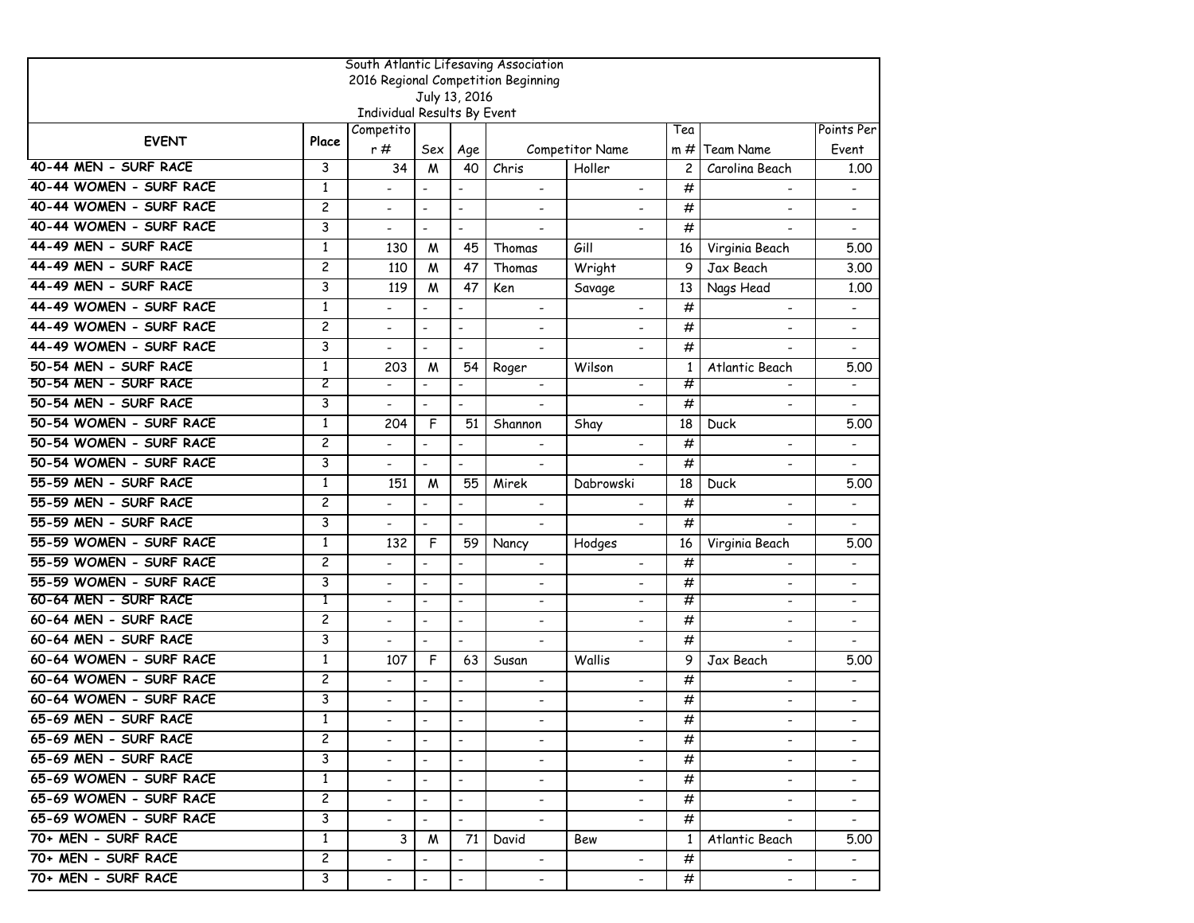South Atlantic Lifesaving Association
2016 Regional Competition Beginning
July 13, 2016
Individual Results By Event

| EVENT | Place | Competitor # | Sex | Age | Competitor Name | | Team # | Team Name | Points Per Event |
|---|---|---|---|---|---|---|---|---|---|
| 40-44 MEN - SURF RACE | 3 | 34 | M | 40 | Chris | Holler | 2 | Carolina Beach | 1.00 |
| 40-44 WOMEN - SURF RACE | 1 | - | - | - | - | - | # | - | - |
| 40-44 WOMEN - SURF RACE | 2 | - | - | - | - | - | # | - | - |
| 40-44 WOMEN - SURF RACE | 3 | - | - | - | - | - | # | - | - |
| 44-49 MEN - SURF RACE | 1 | 130 | M | 45 | Thomas | Gill | 16 | Virginia Beach | 5.00 |
| 44-49 MEN - SURF RACE | 2 | 110 | M | 47 | Thomas | Wright | 9 | Jax Beach | 3.00 |
| 44-49 MEN - SURF RACE | 3 | 119 | M | 47 | Ken | Savage | 13 | Nags Head | 1.00 |
| 44-49 WOMEN - SURF RACE | 1 | - | - | - | - | - | # | - | - |
| 44-49 WOMEN - SURF RACE | 2 | - | - | - | - | - | # | - | - |
| 44-49 WOMEN - SURF RACE | 3 | - | - | - | - | - | # | - | - |
| 50-54 MEN - SURF RACE | 1 | 203 | M | 54 | Roger | Wilson | 1 | Atlantic Beach | 5.00 |
| 50-54 MEN - SURF RACE | 2 | - | - | - | - | - | # | - | - |
| 50-54 MEN - SURF RACE | 3 | - | - | - | - | - | # | - | - |
| 50-54 WOMEN - SURF RACE | 1 | 204 | F | 51 | Shannon | Shay | 18 | Duck | 5.00 |
| 50-54 WOMEN - SURF RACE | 2 | - | - | - | - | - | # | - | - |
| 50-54 WOMEN - SURF RACE | 3 | - | - | - | - | - | # | - | - |
| 55-59 MEN - SURF RACE | 1 | 151 | M | 55 | Mirek | Dabrowski | 18 | Duck | 5.00 |
| 55-59 MEN - SURF RACE | 2 | - | - | - | - | - | # | - | - |
| 55-59 MEN - SURF RACE | 3 | - | - | - | - | - | # | - | - |
| 55-59 WOMEN - SURF RACE | 1 | 132 | F | 59 | Nancy | Hodges | 16 | Virginia Beach | 5.00 |
| 55-59 WOMEN - SURF RACE | 2 | - | - | - | - | - | # | - | - |
| 55-59 WOMEN - SURF RACE | 3 | - | - | - | - | - | # | - | - |
| 60-64 MEN - SURF RACE | 1 | - | - | - | - | - | # | - | - |
| 60-64 MEN - SURF RACE | 2 | - | - | - | - | - | # | - | - |
| 60-64 MEN - SURF RACE | 3 | - | - | - | - | - | # | - | - |
| 60-64 WOMEN - SURF RACE | 1 | 107 | F | 63 | Susan | Wallis | 9 | Jax Beach | 5.00 |
| 60-64 WOMEN - SURF RACE | 2 | - | - | - | - | - | # | - | - |
| 60-64 WOMEN - SURF RACE | 3 | - | - | - | - | - | # | - | - |
| 65-69 MEN - SURF RACE | 1 | - | - | - | - | - | # | - | - |
| 65-69 MEN - SURF RACE | 2 | - | - | - | - | - | # | - | - |
| 65-69 MEN - SURF RACE | 3 | - | - | - | - | - | # | - | - |
| 65-69 WOMEN - SURF RACE | 1 | - | - | - | - | - | # | - | - |
| 65-69 WOMEN - SURF RACE | 2 | - | - | - | - | - | # | - | - |
| 65-69 WOMEN - SURF RACE | 3 | - | - | - | - | - | # | - | - |
| 70+ MEN - SURF RACE | 1 | 3 | M | 71 | David | Bew | 1 | Atlantic Beach | 5.00 |
| 70+ MEN - SURF RACE | 2 | - | - | - | - | - | # | - | - |
| 70+ MEN - SURF RACE | 3 | - | - | - | - | - | # | - | - |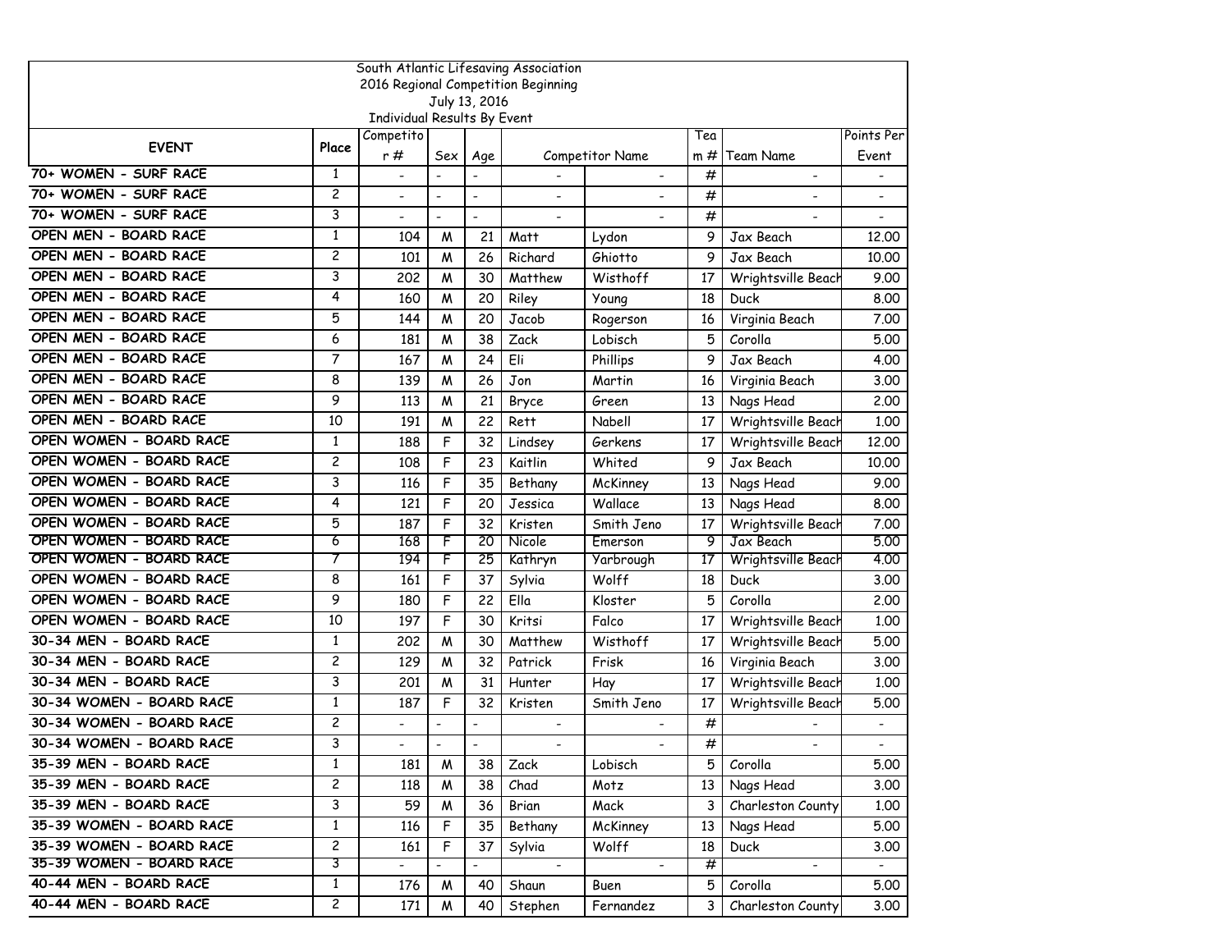South Atlantic Lifesaving Association
2016 Regional Competition Beginning
July 13, 2016
Individual Results By Event

| EVENT | Place | Competitor # | Sex | Age | Competitor Name | | Team # | Team Name | Points Per Event |
|---|---|---|---|---|---|---|---|---|---|
| 70+ WOMEN - SURF RACE | 1 | - | - | - | - | - | # | - | - |
| 70+ WOMEN - SURF RACE | 2 | - | - | - | - | - | # | - | - |
| 70+ WOMEN - SURF RACE | 3 | - | - | - | - | - | # | - | - |
| OPEN MEN - BOARD RACE | 1 | 104 | M | 21 | Matt | Lydon | 9 | Jax Beach | 12.00 |
| OPEN MEN - BOARD RACE | 2 | 101 | M | 26 | Richard | Ghiotto | 9 | Jax Beach | 10.00 |
| OPEN MEN - BOARD RACE | 3 | 202 | M | 30 | Matthew | Wisthoff | 17 | Wrightsville Beach | 9.00 |
| OPEN MEN - BOARD RACE | 4 | 160 | M | 20 | Riley | Young | 18 | Duck | 8.00 |
| OPEN MEN - BOARD RACE | 5 | 144 | M | 20 | Jacob | Rogerson | 16 | Virginia Beach | 7.00 |
| OPEN MEN - BOARD RACE | 6 | 181 | M | 38 | Zack | Lobisch | 5 | Corolla | 5.00 |
| OPEN MEN - BOARD RACE | 7 | 167 | M | 24 | Eli | Phillips | 9 | Jax Beach | 4.00 |
| OPEN MEN - BOARD RACE | 8 | 139 | M | 26 | Jon | Martin | 16 | Virginia Beach | 3.00 |
| OPEN MEN - BOARD RACE | 9 | 113 | M | 21 | Bryce | Green | 13 | Nags Head | 2.00 |
| OPEN MEN - BOARD RACE | 10 | 191 | M | 22 | Rett | Nabell | 17 | Wrightsville Beach | 1.00 |
| OPEN WOMEN - BOARD RACE | 1 | 188 | F | 32 | Lindsey | Gerkens | 17 | Wrightsville Beach | 12.00 |
| OPEN WOMEN - BOARD RACE | 2 | 108 | F | 23 | Kaitlin | Whited | 9 | Jax Beach | 10.00 |
| OPEN WOMEN - BOARD RACE | 3 | 116 | F | 35 | Bethany | McKinney | 13 | Nags Head | 9.00 |
| OPEN WOMEN - BOARD RACE | 4 | 121 | F | 20 | Jessica | Wallace | 13 | Nags Head | 8.00 |
| OPEN WOMEN - BOARD RACE | 5 | 187 | F | 32 | Kristen | Smith Jeno | 17 | Wrightsville Beach | 7.00 |
| OPEN WOMEN - BOARD RACE | 6 | 168 | F | 20 | Nicole | Emerson | 9 | Jax Beach | 5.00 |
| OPEN WOMEN - BOARD RACE | 7 | 194 | F | 25 | Kathryn | Yarbrough | 17 | Wrightsville Beach | 4.00 |
| OPEN WOMEN - BOARD RACE | 8 | 161 | F | 37 | Sylvia | Wolff | 18 | Duck | 3.00 |
| OPEN WOMEN - BOARD RACE | 9 | 180 | F | 22 | Ella | Kloster | 5 | Corolla | 2.00 |
| OPEN WOMEN - BOARD RACE | 10 | 197 | F | 30 | Kritsi | Falco | 17 | Wrightsville Beach | 1.00 |
| 30-34 MEN - BOARD RACE | 1 | 202 | M | 30 | Matthew | Wisthoff | 17 | Wrightsville Beach | 5.00 |
| 30-34 MEN - BOARD RACE | 2 | 129 | M | 32 | Patrick | Frisk | 16 | Virginia Beach | 3.00 |
| 30-34 MEN - BOARD RACE | 3 | 201 | M | 31 | Hunter | Hay | 17 | Wrightsville Beach | 1.00 |
| 30-34 WOMEN - BOARD RACE | 1 | 187 | F | 32 | Kristen | Smith Jeno | 17 | Wrightsville Beach | 5.00 |
| 30-34 WOMEN - BOARD RACE | 2 | - | - | - | - | - | # | - | - |
| 30-34 WOMEN - BOARD RACE | 3 | - | - | - | - | - | # | - | - |
| 35-39 MEN - BOARD RACE | 1 | 181 | M | 38 | Zack | Lobisch | 5 | Corolla | 5.00 |
| 35-39 MEN - BOARD RACE | 2 | 118 | M | 38 | Chad | Motz | 13 | Nags Head | 3.00 |
| 35-39 MEN - BOARD RACE | 3 | 59 | M | 36 | Brian | Mack | 3 | Charleston County | 1.00 |
| 35-39 WOMEN - BOARD RACE | 1 | 116 | F | 35 | Bethany | McKinney | 13 | Nags Head | 5.00 |
| 35-39 WOMEN - BOARD RACE | 2 | 161 | F | 37 | Sylvia | Wolff | 18 | Duck | 3.00 |
| 35-39 WOMEN - BOARD RACE | 3 | - | - | - | - | - | # | - | - |
| 40-44 MEN - BOARD RACE | 1 | 176 | M | 40 | Shaun | Buen | 5 | Corolla | 5.00 |
| 40-44 MEN - BOARD RACE | 2 | 171 | M | 40 | Stephen | Fernandez | 3 | Charleston County | 3.00 |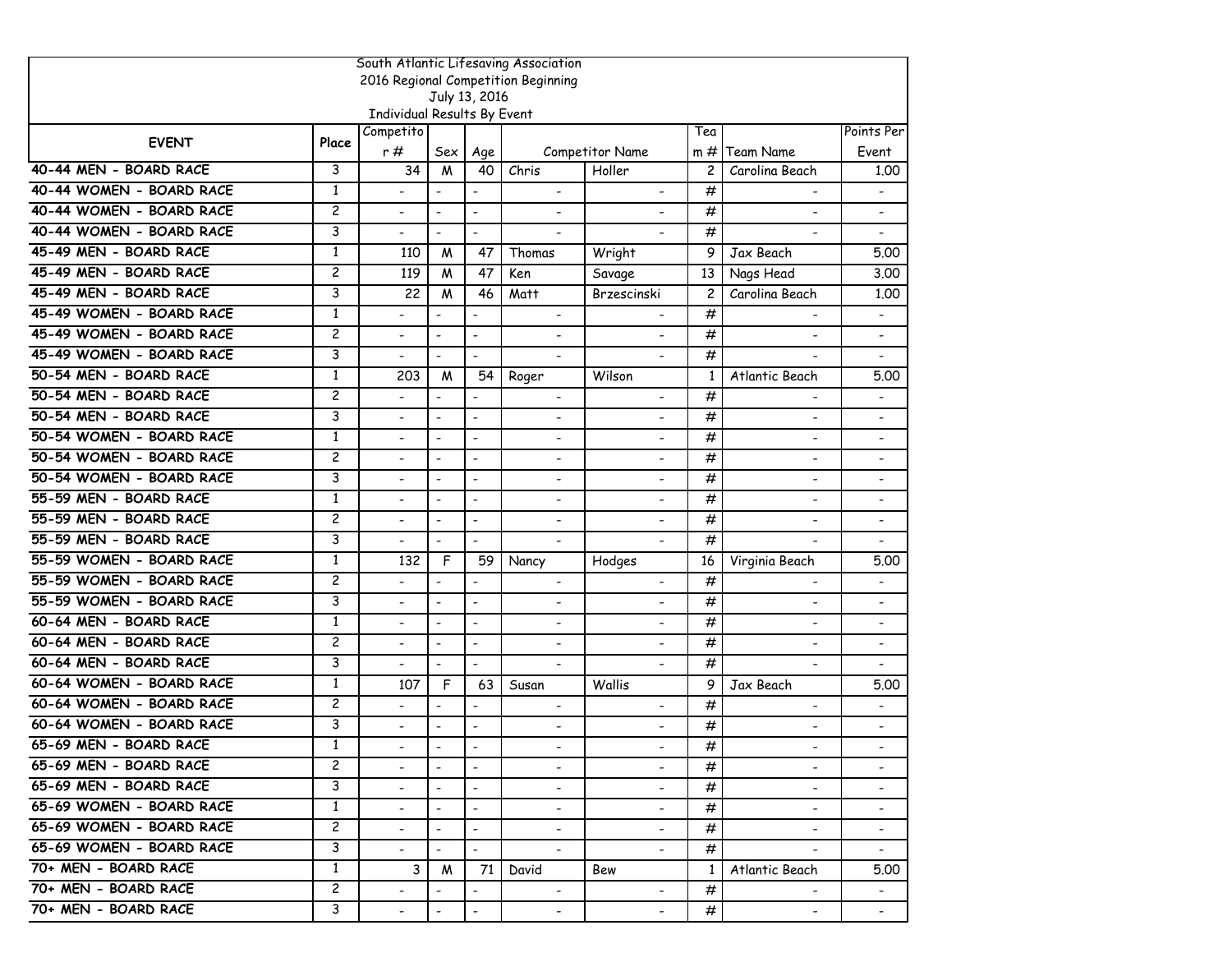South Atlantic Lifesaving Association
2016 Regional Competition Beginning
July 13, 2016
Individual Results By Event

| EVENT | Place | Competitor # | Sex | Age | Competitor Name | | Team # | Team Name | Points Per Event |
|---|---|---|---|---|---|---|---|---|---|
| 40-44 MEN - BOARD RACE | 3 | 34 | M | 40 | Chris | Holler | 2 | Carolina Beach | 1.00 |
| 40-44 WOMEN - BOARD RACE | 1 | - | - | - | - | - | # | - | - |
| 40-44 WOMEN - BOARD RACE | 2 | - | - | - | - | - | # | - | - |
| 40-44 WOMEN - BOARD RACE | 3 | - | - | - | - | - | # | - | - |
| 45-49 MEN - BOARD RACE | 1 | 110 | M | 47 | Thomas | Wright | 9 | Jax Beach | 5.00 |
| 45-49 MEN - BOARD RACE | 2 | 119 | M | 47 | Ken | Savage | 13 | Nags Head | 3.00 |
| 45-49 MEN - BOARD RACE | 3 | 22 | M | 46 | Matt | Brzescinski | 2 | Carolina Beach | 1.00 |
| 45-49 WOMEN - BOARD RACE | 1 | - | - | - | - | - | # | - | - |
| 45-49 WOMEN - BOARD RACE | 2 | - | - | - | - | - | # | - | - |
| 45-49 WOMEN - BOARD RACE | 3 | - | - | - | - | - | # | - | - |
| 50-54 MEN - BOARD RACE | 1 | 203 | M | 54 | Roger | Wilson | 1 | Atlantic Beach | 5.00 |
| 50-54 MEN - BOARD RACE | 2 | - | - | - | - | - | # | - | - |
| 50-54 MEN - BOARD RACE | 3 | - | - | - | - | - | # | - | - |
| 50-54 WOMEN - BOARD RACE | 1 | - | - | - | - | - | # | - | - |
| 50-54 WOMEN - BOARD RACE | 2 | - | - | - | - | - | # | - | - |
| 50-54 WOMEN - BOARD RACE | 3 | - | - | - | - | - | # | - | - |
| 55-59 MEN - BOARD RACE | 1 | - | - | - | - | - | # | - | - |
| 55-59 MEN - BOARD RACE | 2 | - | - | - | - | - | # | - | - |
| 55-59 MEN - BOARD RACE | 3 | - | - | - | - | - | # | - | - |
| 55-59 WOMEN - BOARD RACE | 1 | 132 | F | 59 | Nancy | Hodges | 16 | Virginia Beach | 5.00 |
| 55-59 WOMEN - BOARD RACE | 2 | - | - | - | - | - | # | - | - |
| 55-59 WOMEN - BOARD RACE | 3 | - | - | - | - | - | # | - | - |
| 60-64 MEN - BOARD RACE | 1 | - | - | - | - | - | # | - | - |
| 60-64 MEN - BOARD RACE | 2 | - | - | - | - | - | # | - | - |
| 60-64 MEN - BOARD RACE | 3 | - | - | - | - | - | # | - | - |
| 60-64 WOMEN - BOARD RACE | 1 | 107 | F | 63 | Susan | Wallis | 9 | Jax Beach | 5.00 |
| 60-64 WOMEN - BOARD RACE | 2 | - | - | - | - | - | # | - | - |
| 60-64 WOMEN - BOARD RACE | 3 | - | - | - | - | - | # | - | - |
| 65-69 MEN - BOARD RACE | 1 | - | - | - | - | - | # | - | - |
| 65-69 MEN - BOARD RACE | 2 | - | - | - | - | - | # | - | - |
| 65-69 MEN - BOARD RACE | 3 | - | - | - | - | - | # | - | - |
| 65-69 WOMEN - BOARD RACE | 1 | - | - | - | - | - | # | - | - |
| 65-69 WOMEN - BOARD RACE | 2 | - | - | - | - | - | # | - | - |
| 65-69 WOMEN - BOARD RACE | 3 | - | - | - | - | - | # | - | - |
| 70+ MEN - BOARD RACE | 1 | 3 | M | 71 | David | Bew | 1 | Atlantic Beach | 5.00 |
| 70+ MEN - BOARD RACE | 2 | - | - | - | - | - | # | - | - |
| 70+ MEN - BOARD RACE | 3 | - | - | - | - | - | # | - | - |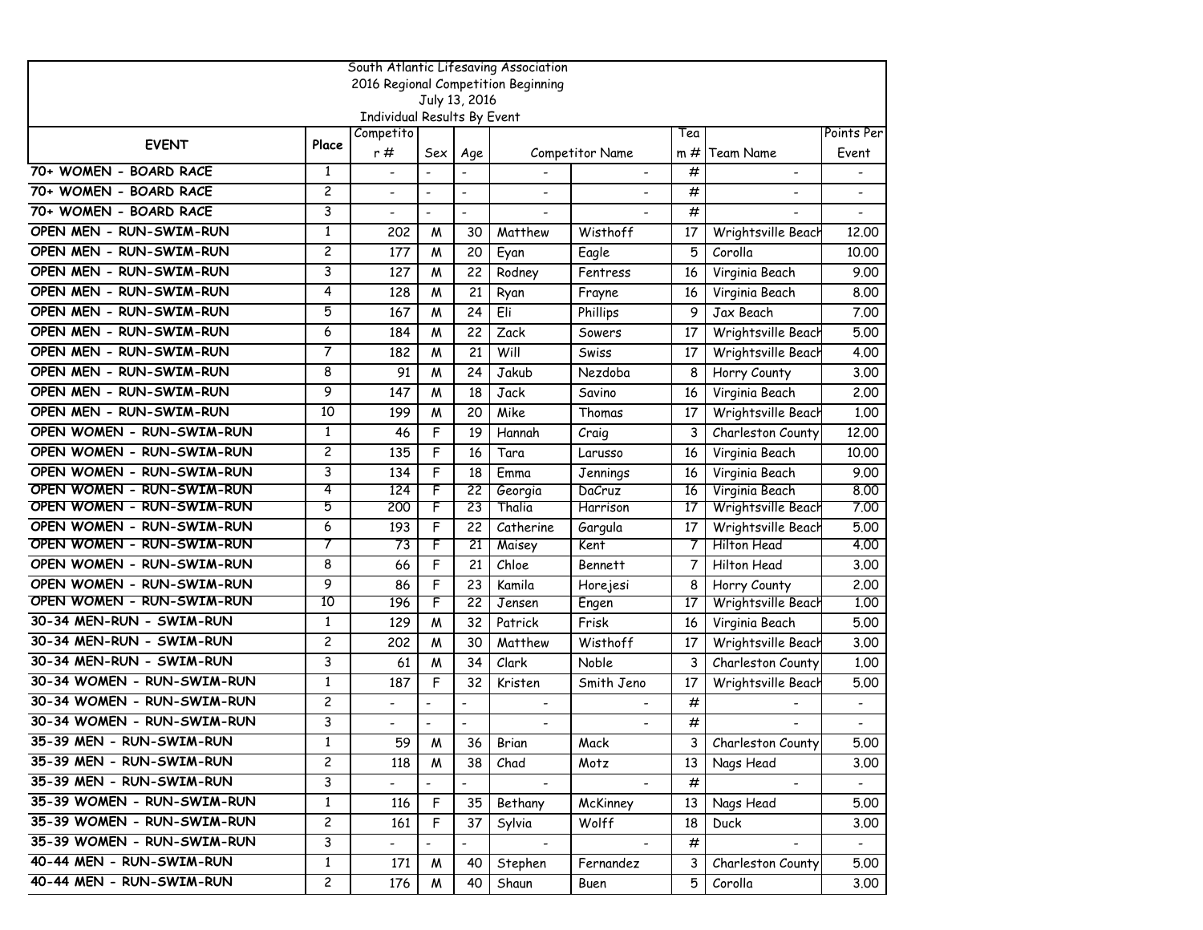South Atlantic Lifesaving Association
2016 Regional Competition Beginning
July 13, 2016
Individual Results By Event

| EVENT | Place | Competitor # | Sex | Age | Competitor Name | | Team # | Team Name | Points Per Event |
|---|---|---|---|---|---|---|---|---|---|
| 70+ WOMEN - BOARD RACE | 1 | - | - | - | - | - | # | - | - |
| 70+ WOMEN - BOARD RACE | 2 | - | - | - | - | - | # | - | - |
| 70+ WOMEN - BOARD RACE | 3 | - | - | - | - | - | # | - | - |
| OPEN MEN - RUN-SWIM-RUN | 1 | 202 | M | 30 | Matthew | Wisthoff | 17 | Wrightsville Beach | 12.00 |
| OPEN MEN - RUN-SWIM-RUN | 2 | 177 | M | 20 | Eyan | Eagle | 5 | Corolla | 10.00 |
| OPEN MEN - RUN-SWIM-RUN | 3 | 127 | M | 22 | Rodney | Fentress | 16 | Virginia Beach | 9.00 |
| OPEN MEN - RUN-SWIM-RUN | 4 | 128 | M | 21 | Ryan | Frayne | 16 | Virginia Beach | 8.00 |
| OPEN MEN - RUN-SWIM-RUN | 5 | 167 | M | 24 | Eli | Phillips | 9 | Jax Beach | 7.00 |
| OPEN MEN - RUN-SWIM-RUN | 6 | 184 | M | 22 | Zack | Sowers | 17 | Wrightsville Beach | 5.00 |
| OPEN MEN - RUN-SWIM-RUN | 7 | 182 | M | 21 | Will | Swiss | 17 | Wrightsville Beach | 4.00 |
| OPEN MEN - RUN-SWIM-RUN | 8 | 91 | M | 24 | Jakub | Nezdoba | 8 | Horry County | 3.00 |
| OPEN MEN - RUN-SWIM-RUN | 9 | 147 | M | 18 | Jack | Savino | 16 | Virginia Beach | 2.00 |
| OPEN MEN - RUN-SWIM-RUN | 10 | 199 | M | 20 | Mike | Thomas | 17 | Wrightsville Beach | 1.00 |
| OPEN WOMEN - RUN-SWIM-RUN | 1 | 46 | F | 19 | Hannah | Craig | 3 | Charleston County | 12.00 |
| OPEN WOMEN - RUN-SWIM-RUN | 2 | 135 | F | 16 | Tara | Larusso | 16 | Virginia Beach | 10.00 |
| OPEN WOMEN - RUN-SWIM-RUN | 3 | 134 | F | 18 | Emma | Jennings | 16 | Virginia Beach | 9.00 |
| OPEN WOMEN - RUN-SWIM-RUN | 4 | 124 | F | 22 | Georgia | DaCruz | 16 | Virginia Beach | 8.00 |
| OPEN WOMEN - RUN-SWIM-RUN | 5 | 200 | F | 23 | Thalia | Harrison | 17 | Wrightsville Beach | 7.00 |
| OPEN WOMEN - RUN-SWIM-RUN | 6 | 193 | F | 22 | Catherine | Gargula | 17 | Wrightsville Beach | 5.00 |
| OPEN WOMEN - RUN-SWIM-RUN | 7 | 73 | F | 21 | Maisey | Kent | 7 | Hilton Head | 4.00 |
| OPEN WOMEN - RUN-SWIM-RUN | 8 | 66 | F | 21 | Chloe | Bennett | 7 | Hilton Head | 3.00 |
| OPEN WOMEN - RUN-SWIM-RUN | 9 | 86 | F | 23 | Kamila | Horejesi | 8 | Horry County | 2.00 |
| OPEN WOMEN - RUN-SWIM-RUN | 10 | 196 | F | 22 | Jensen | Engen | 17 | Wrightsville Beach | 1.00 |
| 30-34 MEN-RUN - SWIM-RUN | 1 | 129 | M | 32 | Patrick | Frisk | 16 | Virginia Beach | 5.00 |
| 30-34 MEN-RUN - SWIM-RUN | 2 | 202 | M | 30 | Matthew | Wisthoff | 17 | Wrightsville Beach | 3.00 |
| 30-34 MEN-RUN - SWIM-RUN | 3 | 61 | M | 34 | Clark | Noble | 3 | Charleston County | 1.00 |
| 30-34 WOMEN - RUN-SWIM-RUN | 1 | 187 | F | 32 | Kristen | Smith Jeno | 17 | Wrightsville Beach | 5.00 |
| 30-34 WOMEN - RUN-SWIM-RUN | 2 | - | - | - | - | - | # | - | - |
| 30-34 WOMEN - RUN-SWIM-RUN | 3 | - | - | - | - | - | # | - | - |
| 35-39 MEN - RUN-SWIM-RUN | 1 | 59 | M | 36 | Brian | Mack | 3 | Charleston County | 5.00 |
| 35-39 MEN - RUN-SWIM-RUN | 2 | 118 | M | 38 | Chad | Motz | 13 | Nags Head | 3.00 |
| 35-39 MEN - RUN-SWIM-RUN | 3 | - | - | - | - | - | # | - | - |
| 35-39 WOMEN - RUN-SWIM-RUN | 1 | 116 | F | 35 | Bethany | McKinney | 13 | Nags Head | 5.00 |
| 35-39 WOMEN - RUN-SWIM-RUN | 2 | 161 | F | 37 | Sylvia | Wolff | 18 | Duck | 3.00 |
| 35-39 WOMEN - RUN-SWIM-RUN | 3 | - | - | - | - | - | # | - | - |
| 40-44 MEN - RUN-SWIM-RUN | 1 | 171 | M | 40 | Stephen | Fernandez | 3 | Charleston County | 5.00 |
| 40-44 MEN - RUN-SWIM-RUN | 2 | 176 | M | 40 | Shaun | Buen | 5 | Corolla | 3.00 |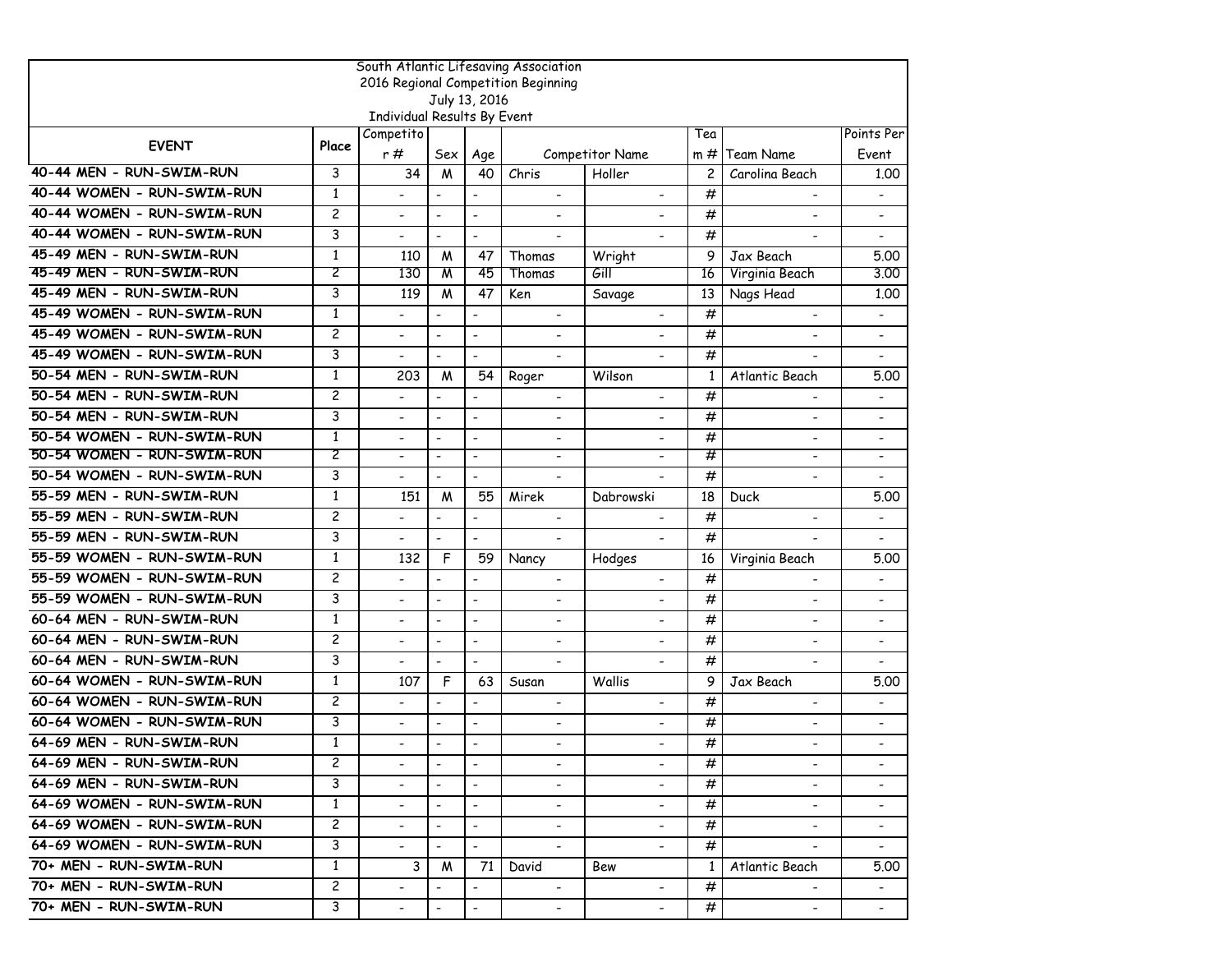South Atlantic Lifesaving Association
2016 Regional Competition Beginning
July 13, 2016
Individual Results By Event

| EVENT | Place | Competitor # | Sex | Age | Competitor Name | | Team # | Team Name | Points Per Event |
|---|---|---|---|---|---|---|---|---|---|
| 40-44 MEN - RUN-SWIM-RUN | 3 | 34 | M | 40 | Chris | Holler | 2 | Carolina Beach | 1.00 |
| 40-44 WOMEN - RUN-SWIM-RUN | 1 | - | - | - | - | - | # | - | - |
| 40-44 WOMEN - RUN-SWIM-RUN | 2 | - | - | - | - | - | # | - | - |
| 40-44 WOMEN - RUN-SWIM-RUN | 3 | - | - | - | - | - | # | - | - |
| 45-49 MEN - RUN-SWIM-RUN | 1 | 110 | M | 47 | Thomas | Wright | 9 | Jax Beach | 5.00 |
| 45-49 MEN - RUN-SWIM-RUN | 2 | 130 | M | 45 | Thomas | Gill | 16 | Virginia Beach | 3.00 |
| 45-49 MEN - RUN-SWIM-RUN | 3 | 119 | M | 47 | Ken | Savage | 13 | Nags Head | 1.00 |
| 45-49 WOMEN - RUN-SWIM-RUN | 1 | - | - | - | - | - | # | - | - |
| 45-49 WOMEN - RUN-SWIM-RUN | 2 | - | - | - | - | - | # | - | - |
| 45-49 WOMEN - RUN-SWIM-RUN | 3 | - | - | - | - | - | # | - | - |
| 50-54 MEN - RUN-SWIM-RUN | 1 | 203 | M | 54 | Roger | Wilson | 1 | Atlantic Beach | 5.00 |
| 50-54 MEN - RUN-SWIM-RUN | 2 | - | - | - | - | - | # | - | - |
| 50-54 MEN - RUN-SWIM-RUN | 3 | - | - | - | - | - | # | - | - |
| 50-54 WOMEN - RUN-SWIM-RUN | 1 | - | - | - | - | - | # | - | - |
| 50-54 WOMEN - RUN-SWIM-RUN | 2 | - | - | - | - | - | # | - | - |
| 50-54 WOMEN - RUN-SWIM-RUN | 3 | - | - | - | - | - | # | - | - |
| 55-59 MEN - RUN-SWIM-RUN | 1 | 151 | M | 55 | Mirek | Dabrowski | 18 | Duck | 5.00 |
| 55-59 MEN - RUN-SWIM-RUN | 2 | - | - | - | - | - | # | - | - |
| 55-59 MEN - RUN-SWIM-RUN | 3 | - | - | - | - | - | # | - | - |
| 55-59 WOMEN - RUN-SWIM-RUN | 1 | 132 | F | 59 | Nancy | Hodges | 16 | Virginia Beach | 5.00 |
| 55-59 WOMEN - RUN-SWIM-RUN | 2 | - | - | - | - | - | # | - | - |
| 55-59 WOMEN - RUN-SWIM-RUN | 3 | - | - | - | - | - | # | - | - |
| 60-64 MEN - RUN-SWIM-RUN | 1 | - | - | - | - | - | # | - | - |
| 60-64 MEN - RUN-SWIM-RUN | 2 | - | - | - | - | - | # | - | - |
| 60-64 MEN - RUN-SWIM-RUN | 3 | - | - | - | - | - | # | - | - |
| 60-64 WOMEN - RUN-SWIM-RUN | 1 | 107 | F | 63 | Susan | Wallis | 9 | Jax Beach | 5.00 |
| 60-64 WOMEN - RUN-SWIM-RUN | 2 | - | - | - | - | - | # | - | - |
| 60-64 WOMEN - RUN-SWIM-RUN | 3 | - | - | - | - | - | # | - | - |
| 64-69 MEN - RUN-SWIM-RUN | 1 | - | - | - | - | - | # | - | - |
| 64-69 MEN - RUN-SWIM-RUN | 2 | - | - | - | - | - | # | - | - |
| 64-69 MEN - RUN-SWIM-RUN | 3 | - | - | - | - | - | # | - | - |
| 64-69 WOMEN - RUN-SWIM-RUN | 1 | - | - | - | - | - | # | - | - |
| 64-69 WOMEN - RUN-SWIM-RUN | 2 | - | - | - | - | - | # | - | - |
| 64-69 WOMEN - RUN-SWIM-RUN | 3 | - | - | - | - | - | # | - | - |
| 70+ MEN - RUN-SWIM-RUN | 1 | 3 | M | 71 | David | Bew | 1 | Atlantic Beach | 5.00 |
| 70+ MEN - RUN-SWIM-RUN | 2 | - | - | - | - | - | # | - | - |
| 70+ MEN - RUN-SWIM-RUN | 3 | - | - | - | - | - | # | - | - |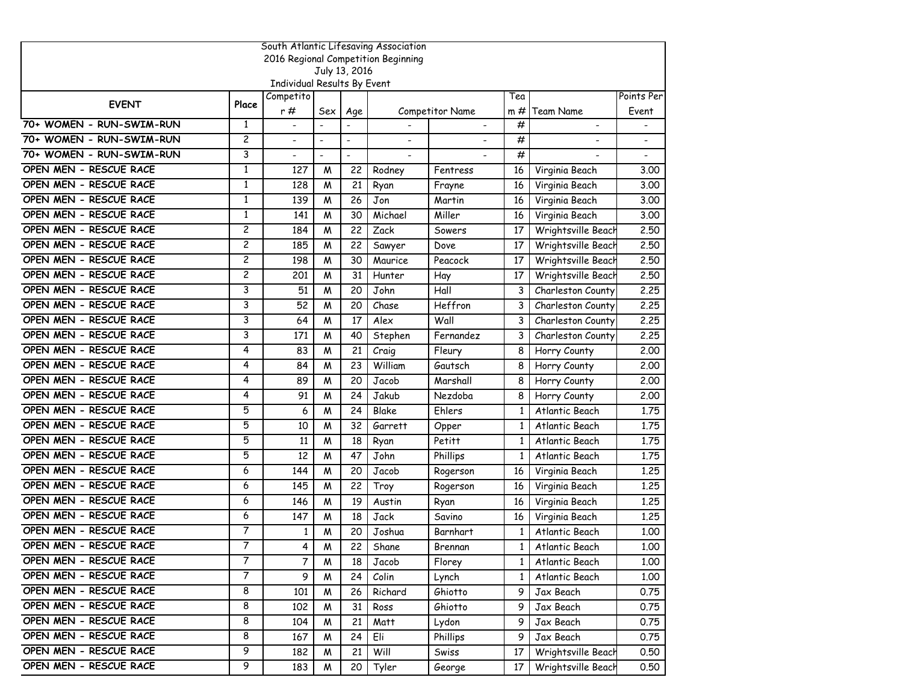South Atlantic Lifesaving Association
2016 Regional Competition Beginning
July 13, 2016
Individual Results By Event

| EVENT | Place | Competitor # | Sex | Age | Competitor Name | | Team # | Team Name | Points Per Event |
|---|---|---|---|---|---|---|---|---|---|
| 70+ WOMEN - RUN-SWIM-RUN | 1 | - | - | - | - | - | # | - | - |
| 70+ WOMEN - RUN-SWIM-RUN | 2 | - | - | - | - | - | # | - | - |
| 70+ WOMEN - RUN-SWIM-RUN | 3 | - | - | - | - | - | # | - | - |
| OPEN MEN - RESCUE RACE | 1 | 127 | M | 22 | Rodney | Fentress | 16 | Virginia Beach | 3.00 |
| OPEN MEN - RESCUE RACE | 1 | 128 | M | 21 | Ryan | Frayne | 16 | Virginia Beach | 3.00 |
| OPEN MEN - RESCUE RACE | 1 | 139 | M | 26 | Jon | Martin | 16 | Virginia Beach | 3.00 |
| OPEN MEN - RESCUE RACE | 1 | 141 | M | 30 | Michael | Miller | 16 | Virginia Beach | 3.00 |
| OPEN MEN - RESCUE RACE | 2 | 184 | M | 22 | Zack | Sowers | 17 | Wrightsville Beach | 2.50 |
| OPEN MEN - RESCUE RACE | 2 | 185 | M | 22 | Sawyer | Dove | 17 | Wrightsville Beach | 2.50 |
| OPEN MEN - RESCUE RACE | 2 | 198 | M | 30 | Maurice | Peacock | 17 | Wrightsville Beach | 2.50 |
| OPEN MEN - RESCUE RACE | 2 | 201 | M | 31 | Hunter | Hay | 17 | Wrightsville Beach | 2.50 |
| OPEN MEN - RESCUE RACE | 3 | 51 | M | 20 | John | Hall | 3 | Charleston County | 2.25 |
| OPEN MEN - RESCUE RACE | 3 | 52 | M | 20 | Chase | Heffron | 3 | Charleston County | 2.25 |
| OPEN MEN - RESCUE RACE | 3 | 64 | M | 17 | Alex | Wall | 3 | Charleston County | 2.25 |
| OPEN MEN - RESCUE RACE | 3 | 171 | M | 40 | Stephen | Fernandez | 3 | Charleston County | 2.25 |
| OPEN MEN - RESCUE RACE | 4 | 83 | M | 21 | Craig | Fleury | 8 | Horry County | 2.00 |
| OPEN MEN - RESCUE RACE | 4 | 84 | M | 23 | William | Gautsch | 8 | Horry County | 2.00 |
| OPEN MEN - RESCUE RACE | 4 | 89 | M | 20 | Jacob | Marshall | 8 | Horry County | 2.00 |
| OPEN MEN - RESCUE RACE | 4 | 91 | M | 24 | Jakub | Nezdoba | 8 | Horry County | 2.00 |
| OPEN MEN - RESCUE RACE | 5 | 6 | M | 24 | Blake | Ehlers | 1 | Atlantic Beach | 1.75 |
| OPEN MEN - RESCUE RACE | 5 | 10 | M | 32 | Garrett | Opper | 1 | Atlantic Beach | 1.75 |
| OPEN MEN - RESCUE RACE | 5 | 11 | M | 18 | Ryan | Petitt | 1 | Atlantic Beach | 1.75 |
| OPEN MEN - RESCUE RACE | 5 | 12 | M | 47 | John | Phillips | 1 | Atlantic Beach | 1.75 |
| OPEN MEN - RESCUE RACE | 6 | 144 | M | 20 | Jacob | Rogerson | 16 | Virginia Beach | 1.25 |
| OPEN MEN - RESCUE RACE | 6 | 145 | M | 22 | Troy | Rogerson | 16 | Virginia Beach | 1.25 |
| OPEN MEN - RESCUE RACE | 6 | 146 | M | 19 | Austin | Ryan | 16 | Virginia Beach | 1.25 |
| OPEN MEN - RESCUE RACE | 6 | 147 | M | 18 | Jack | Savino | 16 | Virginia Beach | 1.25 |
| OPEN MEN - RESCUE RACE | 7 | 1 | M | 20 | Joshua | Barnhart | 1 | Atlantic Beach | 1.00 |
| OPEN MEN - RESCUE RACE | 7 | 4 | M | 22 | Shane | Brennan | 1 | Atlantic Beach | 1.00 |
| OPEN MEN - RESCUE RACE | 7 | 7 | M | 18 | Jacob | Florey | 1 | Atlantic Beach | 1.00 |
| OPEN MEN - RESCUE RACE | 7 | 9 | M | 24 | Colin | Lynch | 1 | Atlantic Beach | 1.00 |
| OPEN MEN - RESCUE RACE | 8 | 101 | M | 26 | Richard | Ghiotto | 9 | Jax Beach | 0.75 |
| OPEN MEN - RESCUE RACE | 8 | 102 | M | 31 | Ross | Ghiotto | 9 | Jax Beach | 0.75 |
| OPEN MEN - RESCUE RACE | 8 | 104 | M | 21 | Matt | Lydon | 9 | Jax Beach | 0.75 |
| OPEN MEN - RESCUE RACE | 8 | 167 | M | 24 | Eli | Phillips | 9 | Jax Beach | 0.75 |
| OPEN MEN - RESCUE RACE | 9 | 182 | M | 21 | Will | Swiss | 17 | Wrightsville Beach | 0.50 |
| OPEN MEN - RESCUE RACE | 9 | 183 | M | 20 | Tyler | George | 17 | Wrightsville Beach | 0.50 |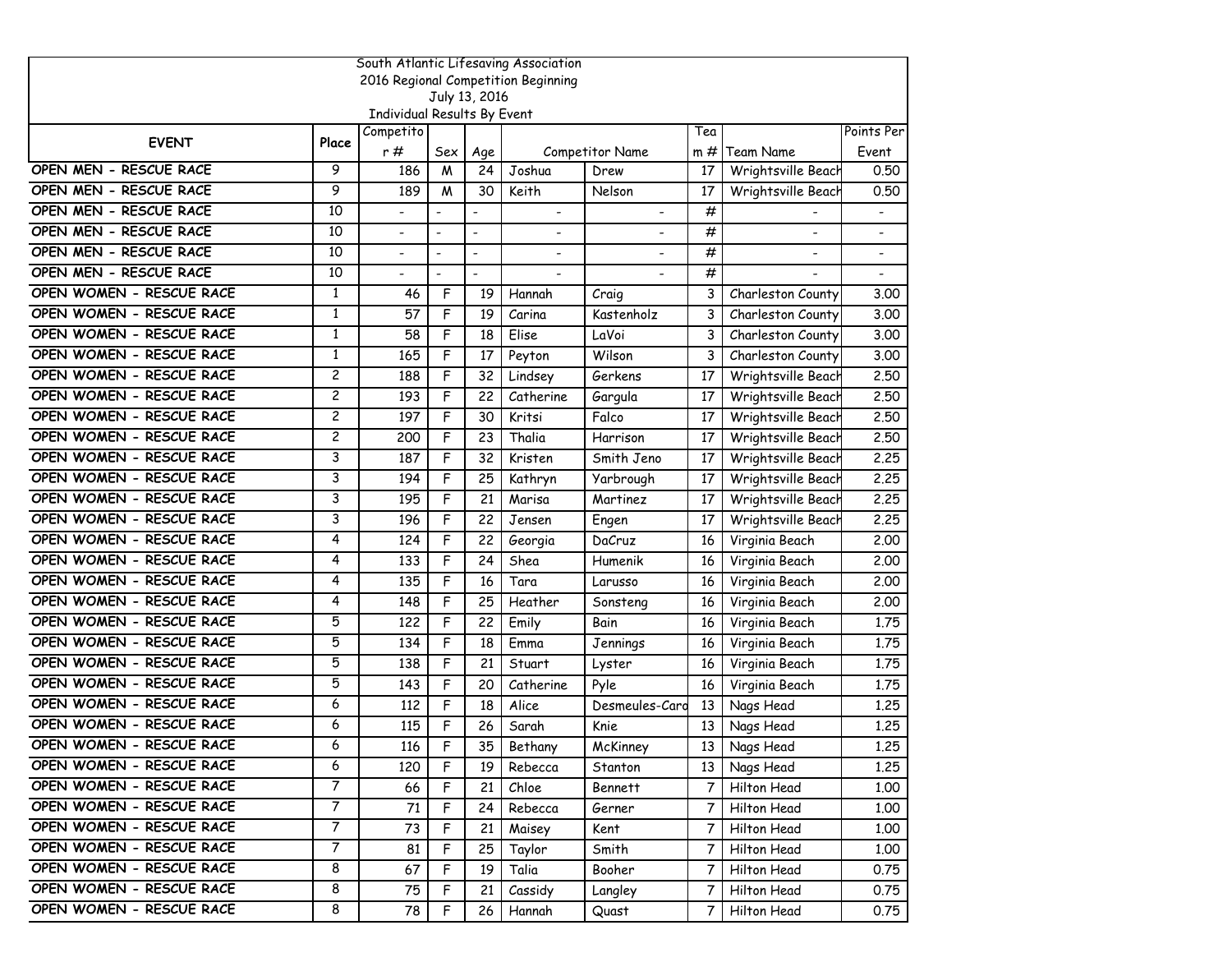South Atlantic Lifesaving Association
2016 Regional Competition Beginning
July 13, 2016
Individual Results By Event

| EVENT | Place | Competitor # | Sex | Age | Competitor Name | | Team # | Team Name | Points Per Event |
|---|---|---|---|---|---|---|---|---|---|
| OPEN MEN - RESCUE RACE | 9 | 186 | M | 24 | Joshua | Drew | 17 | Wrightsville Beach | 0.50 |
| OPEN MEN - RESCUE RACE | 9 | 189 | M | 30 | Keith | Nelson | 17 | Wrightsville Beach | 0.50 |
| OPEN MEN - RESCUE RACE | 10 | - | - | - | - | - | # | - | - |
| OPEN MEN - RESCUE RACE | 10 | - | - | - | - | - | # | - | - |
| OPEN MEN - RESCUE RACE | 10 | - | - | - | - | - | # | - | - |
| OPEN MEN - RESCUE RACE | 10 | - | - | - | - | - | # | - | - |
| OPEN WOMEN - RESCUE RACE | 1 | 46 | F | 19 | Hannah | Craig | 3 | Charleston County | 3.00 |
| OPEN WOMEN - RESCUE RACE | 1 | 57 | F | 19 | Carina | Kastenholz | 3 | Charleston County | 3.00 |
| OPEN WOMEN - RESCUE RACE | 1 | 58 | F | 18 | Elise | LaVoi | 3 | Charleston County | 3.00 |
| OPEN WOMEN - RESCUE RACE | 1 | 165 | F | 17 | Peyton | Wilson | 3 | Charleston County | 3.00 |
| OPEN WOMEN - RESCUE RACE | 2 | 188 | F | 32 | Lindsey | Gerkens | 17 | Wrightsville Beach | 2.50 |
| OPEN WOMEN - RESCUE RACE | 2 | 193 | F | 22 | Catherine | Gargula | 17 | Wrightsville Beach | 2.50 |
| OPEN WOMEN - RESCUE RACE | 2 | 197 | F | 30 | Kritsi | Falco | 17 | Wrightsville Beach | 2.50 |
| OPEN WOMEN - RESCUE RACE | 2 | 200 | F | 23 | Thalia | Harrison | 17 | Wrightsville Beach | 2.50 |
| OPEN WOMEN - RESCUE RACE | 3 | 187 | F | 32 | Kristen | Smith Jeno | 17 | Wrightsville Beach | 2.25 |
| OPEN WOMEN - RESCUE RACE | 3 | 194 | F | 25 | Kathryn | Yarbrough | 17 | Wrightsville Beach | 2.25 |
| OPEN WOMEN - RESCUE RACE | 3 | 195 | F | 21 | Marisa | Martinez | 17 | Wrightsville Beach | 2.25 |
| OPEN WOMEN - RESCUE RACE | 3 | 196 | F | 22 | Jensen | Engen | 17 | Wrightsville Beach | 2.25 |
| OPEN WOMEN - RESCUE RACE | 4 | 124 | F | 22 | Georgia | DaCruz | 16 | Virginia Beach | 2.00 |
| OPEN WOMEN - RESCUE RACE | 4 | 133 | F | 24 | Shea | Humenik | 16 | Virginia Beach | 2.00 |
| OPEN WOMEN - RESCUE RACE | 4 | 135 | F | 16 | Tara | Larusso | 16 | Virginia Beach | 2.00 |
| OPEN WOMEN - RESCUE RACE | 4 | 148 | F | 25 | Heather | Sonsteng | 16 | Virginia Beach | 2.00 |
| OPEN WOMEN - RESCUE RACE | 5 | 122 | F | 22 | Emily | Bain | 16 | Virginia Beach | 1.75 |
| OPEN WOMEN - RESCUE RACE | 5 | 134 | F | 18 | Emma | Jennings | 16 | Virginia Beach | 1.75 |
| OPEN WOMEN - RESCUE RACE | 5 | 138 | F | 21 | Stuart | Lyster | 16 | Virginia Beach | 1.75 |
| OPEN WOMEN - RESCUE RACE | 5 | 143 | F | 20 | Catherine | Pyle | 16 | Virginia Beach | 1.75 |
| OPEN WOMEN - RESCUE RACE | 6 | 112 | F | 18 | Alice | Desmeules-Caro | 13 | Nags Head | 1.25 |
| OPEN WOMEN - RESCUE RACE | 6 | 115 | F | 26 | Sarah | Knie | 13 | Nags Head | 1.25 |
| OPEN WOMEN - RESCUE RACE | 6 | 116 | F | 35 | Bethany | McKinney | 13 | Nags Head | 1.25 |
| OPEN WOMEN - RESCUE RACE | 6 | 120 | F | 19 | Rebecca | Stanton | 13 | Nags Head | 1.25 |
| OPEN WOMEN - RESCUE RACE | 7 | 66 | F | 21 | Chloe | Bennett | 7 | Hilton Head | 1.00 |
| OPEN WOMEN - RESCUE RACE | 7 | 71 | F | 24 | Rebecca | Gerner | 7 | Hilton Head | 1.00 |
| OPEN WOMEN - RESCUE RACE | 7 | 73 | F | 21 | Maisey | Kent | 7 | Hilton Head | 1.00 |
| OPEN WOMEN - RESCUE RACE | 7 | 81 | F | 25 | Taylor | Smith | 7 | Hilton Head | 1.00 |
| OPEN WOMEN - RESCUE RACE | 8 | 67 | F | 19 | Talia | Booher | 7 | Hilton Head | 0.75 |
| OPEN WOMEN - RESCUE RACE | 8 | 75 | F | 21 | Cassidy | Langley | 7 | Hilton Head | 0.75 |
| OPEN WOMEN - RESCUE RACE | 8 | 78 | F | 26 | Hannah | Quast | 7 | Hilton Head | 0.75 |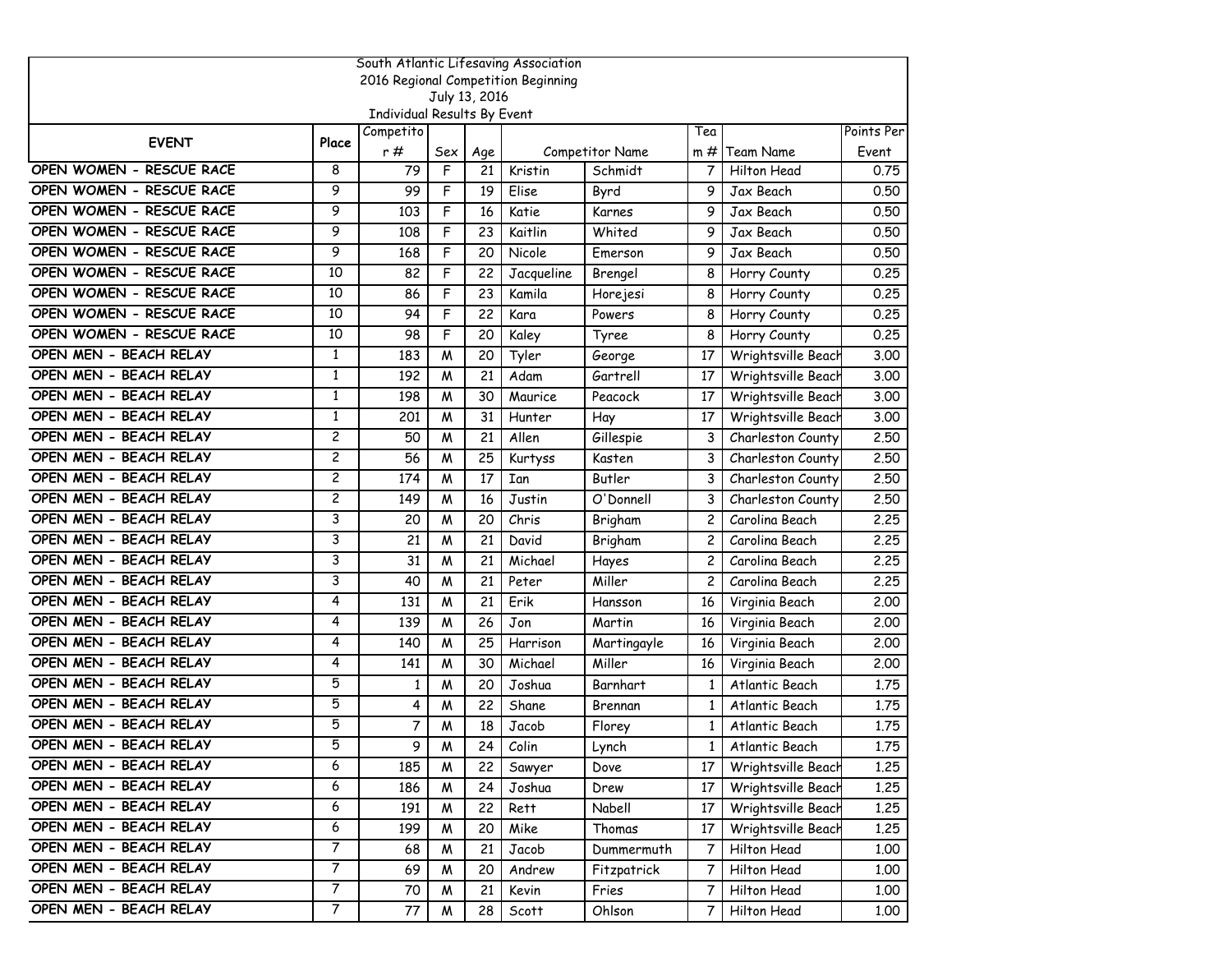South Atlantic Lifesaving Association
2016 Regional Competition Beginning
July 13, 2016
Individual Results By Event

| EVENT | Place | Competitor # | Sex | Age | Competitor Name | | Team # | Team Name | Points Per Event |
|---|---|---|---|---|---|---|---|---|---|
| OPEN WOMEN - RESCUE RACE | 8 | 79 | F | 21 | Kristin | Schmidt | 7 | Hilton Head | 0.75 |
| OPEN WOMEN - RESCUE RACE | 9 | 99 | F | 19 | Elise | Byrd | 9 | Jax Beach | 0.50 |
| OPEN WOMEN - RESCUE RACE | 9 | 103 | F | 16 | Katie | Karnes | 9 | Jax Beach | 0.50 |
| OPEN WOMEN - RESCUE RACE | 9 | 108 | F | 23 | Kaitlin | Whited | 9 | Jax Beach | 0.50 |
| OPEN WOMEN - RESCUE RACE | 9 | 168 | F | 20 | Nicole | Emerson | 9 | Jax Beach | 0.50 |
| OPEN WOMEN - RESCUE RACE | 10 | 82 | F | 22 | Jacqueline | Brengel | 8 | Horry County | 0.25 |
| OPEN WOMEN - RESCUE RACE | 10 | 86 | F | 23 | Kamila | Horejesi | 8 | Horry County | 0.25 |
| OPEN WOMEN - RESCUE RACE | 10 | 94 | F | 22 | Kara | Powers | 8 | Horry County | 0.25 |
| OPEN WOMEN - RESCUE RACE | 10 | 98 | F | 20 | Kaley | Tyree | 8 | Horry County | 0.25 |
| OPEN MEN - BEACH RELAY | 1 | 183 | M | 20 | Tyler | George | 17 | Wrightsville Beach | 3.00 |
| OPEN MEN - BEACH RELAY | 1 | 192 | M | 21 | Adam | Gartrell | 17 | Wrightsville Beach | 3.00 |
| OPEN MEN - BEACH RELAY | 1 | 198 | M | 30 | Maurice | Peacock | 17 | Wrightsville Beach | 3.00 |
| OPEN MEN - BEACH RELAY | 1 | 201 | M | 31 | Hunter | Hay | 17 | Wrightsville Beach | 3.00 |
| OPEN MEN - BEACH RELAY | 2 | 50 | M | 21 | Allen | Gillespie | 3 | Charleston County | 2.50 |
| OPEN MEN - BEACH RELAY | 2 | 56 | M | 25 | Kurtyss | Kasten | 3 | Charleston County | 2.50 |
| OPEN MEN - BEACH RELAY | 2 | 174 | M | 17 | Ian | Butler | 3 | Charleston County | 2.50 |
| OPEN MEN - BEACH RELAY | 2 | 149 | M | 16 | Justin | O'Donnell | 3 | Charleston County | 2.50 |
| OPEN MEN - BEACH RELAY | 3 | 20 | M | 20 | Chris | Brigham | 2 | Carolina Beach | 2.25 |
| OPEN MEN - BEACH RELAY | 3 | 21 | M | 21 | David | Brigham | 2 | Carolina Beach | 2.25 |
| OPEN MEN - BEACH RELAY | 3 | 31 | M | 21 | Michael | Hayes | 2 | Carolina Beach | 2.25 |
| OPEN MEN - BEACH RELAY | 3 | 40 | M | 21 | Peter | Miller | 2 | Carolina Beach | 2.25 |
| OPEN MEN - BEACH RELAY | 4 | 131 | M | 21 | Erik | Hansson | 16 | Virginia Beach | 2.00 |
| OPEN MEN - BEACH RELAY | 4 | 139 | M | 26 | Jon | Martin | 16 | Virginia Beach | 2.00 |
| OPEN MEN - BEACH RELAY | 4 | 140 | M | 25 | Harrison | Martingayle | 16 | Virginia Beach | 2.00 |
| OPEN MEN - BEACH RELAY | 4 | 141 | M | 30 | Michael | Miller | 16 | Virginia Beach | 2.00 |
| OPEN MEN - BEACH RELAY | 5 | 1 | M | 20 | Joshua | Barnhart | 1 | Atlantic Beach | 1.75 |
| OPEN MEN - BEACH RELAY | 5 | 4 | M | 22 | Shane | Brennan | 1 | Atlantic Beach | 1.75 |
| OPEN MEN - BEACH RELAY | 5 | 7 | M | 18 | Jacob | Florey | 1 | Atlantic Beach | 1.75 |
| OPEN MEN - BEACH RELAY | 5 | 9 | M | 24 | Colin | Lynch | 1 | Atlantic Beach | 1.75 |
| OPEN MEN - BEACH RELAY | 6 | 185 | M | 22 | Sawyer | Dove | 17 | Wrightsville Beach | 1.25 |
| OPEN MEN - BEACH RELAY | 6 | 186 | M | 24 | Joshua | Drew | 17 | Wrightsville Beach | 1.25 |
| OPEN MEN - BEACH RELAY | 6 | 191 | M | 22 | Rett | Nabell | 17 | Wrightsville Beach | 1.25 |
| OPEN MEN - BEACH RELAY | 6 | 199 | M | 20 | Mike | Thomas | 17 | Wrightsville Beach | 1.25 |
| OPEN MEN - BEACH RELAY | 7 | 68 | M | 21 | Jacob | Dummermuth | 7 | Hilton Head | 1.00 |
| OPEN MEN - BEACH RELAY | 7 | 69 | M | 20 | Andrew | Fitzpatrick | 7 | Hilton Head | 1.00 |
| OPEN MEN - BEACH RELAY | 7 | 70 | M | 21 | Kevin | Fries | 7 | Hilton Head | 1.00 |
| OPEN MEN - BEACH RELAY | 7 | 77 | M | 28 | Scott | Ohlson | 7 | Hilton Head | 1.00 |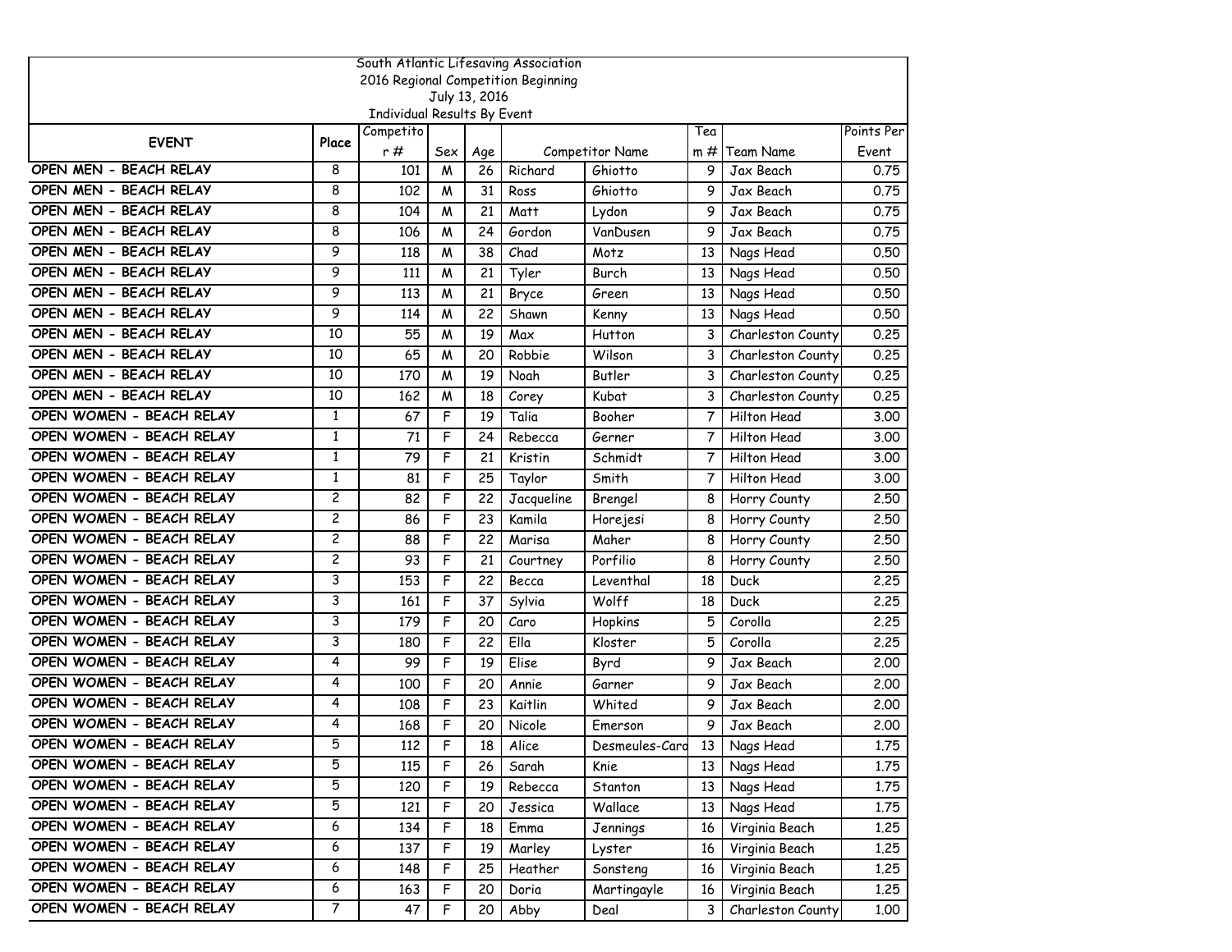South Atlantic Lifesaving Association
2016 Regional Competition Beginning
July 13, 2016
Individual Results By Event

| EVENT | Place | Competitor # | Sex | Age | Competitor Name | | Team # | Team Name | Points Per Event |
|---|---|---|---|---|---|---|---|---|---|
| OPEN MEN - BEACH RELAY | 8 | 101 | M | 26 | Richard | Ghiotto | 9 | Jax Beach | 0.75 |
| OPEN MEN - BEACH RELAY | 8 | 102 | M | 31 | Ross | Ghiotto | 9 | Jax Beach | 0.75 |
| OPEN MEN - BEACH RELAY | 8 | 104 | M | 21 | Matt | Lydon | 9 | Jax Beach | 0.75 |
| OPEN MEN - BEACH RELAY | 8 | 106 | M | 24 | Gordon | VanDusen | 9 | Jax Beach | 0.75 |
| OPEN MEN - BEACH RELAY | 9 | 118 | M | 38 | Chad | Motz | 13 | Nags Head | 0.50 |
| OPEN MEN - BEACH RELAY | 9 | 111 | M | 21 | Tyler | Burch | 13 | Nags Head | 0.50 |
| OPEN MEN - BEACH RELAY | 9 | 113 | M | 21 | Bryce | Green | 13 | Nags Head | 0.50 |
| OPEN MEN - BEACH RELAY | 9 | 114 | M | 22 | Shawn | Kenny | 13 | Nags Head | 0.50 |
| OPEN MEN - BEACH RELAY | 10 | 55 | M | 19 | Max | Hutton | 3 | Charleston County | 0.25 |
| OPEN MEN - BEACH RELAY | 10 | 65 | M | 20 | Robbie | Wilson | 3 | Charleston County | 0.25 |
| OPEN MEN - BEACH RELAY | 10 | 170 | M | 19 | Noah | Butler | 3 | Charleston County | 0.25 |
| OPEN MEN - BEACH RELAY | 10 | 162 | M | 18 | Corey | Kubat | 3 | Charleston County | 0.25 |
| OPEN WOMEN - BEACH RELAY | 1 | 67 | F | 19 | Talia | Booher | 7 | Hilton Head | 3.00 |
| OPEN WOMEN - BEACH RELAY | 1 | 71 | F | 24 | Rebecca | Gerner | 7 | Hilton Head | 3.00 |
| OPEN WOMEN - BEACH RELAY | 1 | 79 | F | 21 | Kristin | Schmidt | 7 | Hilton Head | 3.00 |
| OPEN WOMEN - BEACH RELAY | 1 | 81 | F | 25 | Taylor | Smith | 7 | Hilton Head | 3.00 |
| OPEN WOMEN - BEACH RELAY | 2 | 82 | F | 22 | Jacqueline | Brengel | 8 | Horry County | 2.50 |
| OPEN WOMEN - BEACH RELAY | 2 | 86 | F | 23 | Kamila | Horejesi | 8 | Horry County | 2.50 |
| OPEN WOMEN - BEACH RELAY | 2 | 88 | F | 22 | Marisa | Maher | 8 | Horry County | 2.50 |
| OPEN WOMEN - BEACH RELAY | 2 | 93 | F | 21 | Courtney | Porfilio | 8 | Horry County | 2.50 |
| OPEN WOMEN - BEACH RELAY | 3 | 153 | F | 22 | Becca | Leventhal | 18 | Duck | 2.25 |
| OPEN WOMEN - BEACH RELAY | 3 | 161 | F | 37 | Sylvia | Wolff | 18 | Duck | 2.25 |
| OPEN WOMEN - BEACH RELAY | 3 | 179 | F | 20 | Caro | Hopkins | 5 | Corolla | 2.25 |
| OPEN WOMEN - BEACH RELAY | 3 | 180 | F | 22 | Ella | Kloster | 5 | Corolla | 2.25 |
| OPEN WOMEN - BEACH RELAY | 4 | 99 | F | 19 | Elise | Byrd | 9 | Jax Beach | 2.00 |
| OPEN WOMEN - BEACH RELAY | 4 | 100 | F | 20 | Annie | Garner | 9 | Jax Beach | 2.00 |
| OPEN WOMEN - BEACH RELAY | 4 | 108 | F | 23 | Kaitlin | Whited | 9 | Jax Beach | 2.00 |
| OPEN WOMEN - BEACH RELAY | 4 | 168 | F | 20 | Nicole | Emerson | 9 | Jax Beach | 2.00 |
| OPEN WOMEN - BEACH RELAY | 5 | 112 | F | 18 | Alice | Desmeules-Caro | 13 | Nags Head | 1.75 |
| OPEN WOMEN - BEACH RELAY | 5 | 115 | F | 26 | Sarah | Knie | 13 | Nags Head | 1.75 |
| OPEN WOMEN - BEACH RELAY | 5 | 120 | F | 19 | Rebecca | Stanton | 13 | Nags Head | 1.75 |
| OPEN WOMEN - BEACH RELAY | 5 | 121 | F | 20 | Jessica | Wallace | 13 | Nags Head | 1.75 |
| OPEN WOMEN - BEACH RELAY | 6 | 134 | F | 18 | Emma | Jennings | 16 | Virginia Beach | 1.25 |
| OPEN WOMEN - BEACH RELAY | 6 | 137 | F | 19 | Marley | Lyster | 16 | Virginia Beach | 1.25 |
| OPEN WOMEN - BEACH RELAY | 6 | 148 | F | 25 | Heather | Sonsteng | 16 | Virginia Beach | 1.25 |
| OPEN WOMEN - BEACH RELAY | 6 | 163 | F | 20 | Doria | Martingayle | 16 | Virginia Beach | 1.25 |
| OPEN WOMEN - BEACH RELAY | 7 | 47 | F | 20 | Abby | Deal | 3 | Charleston County | 1.00 |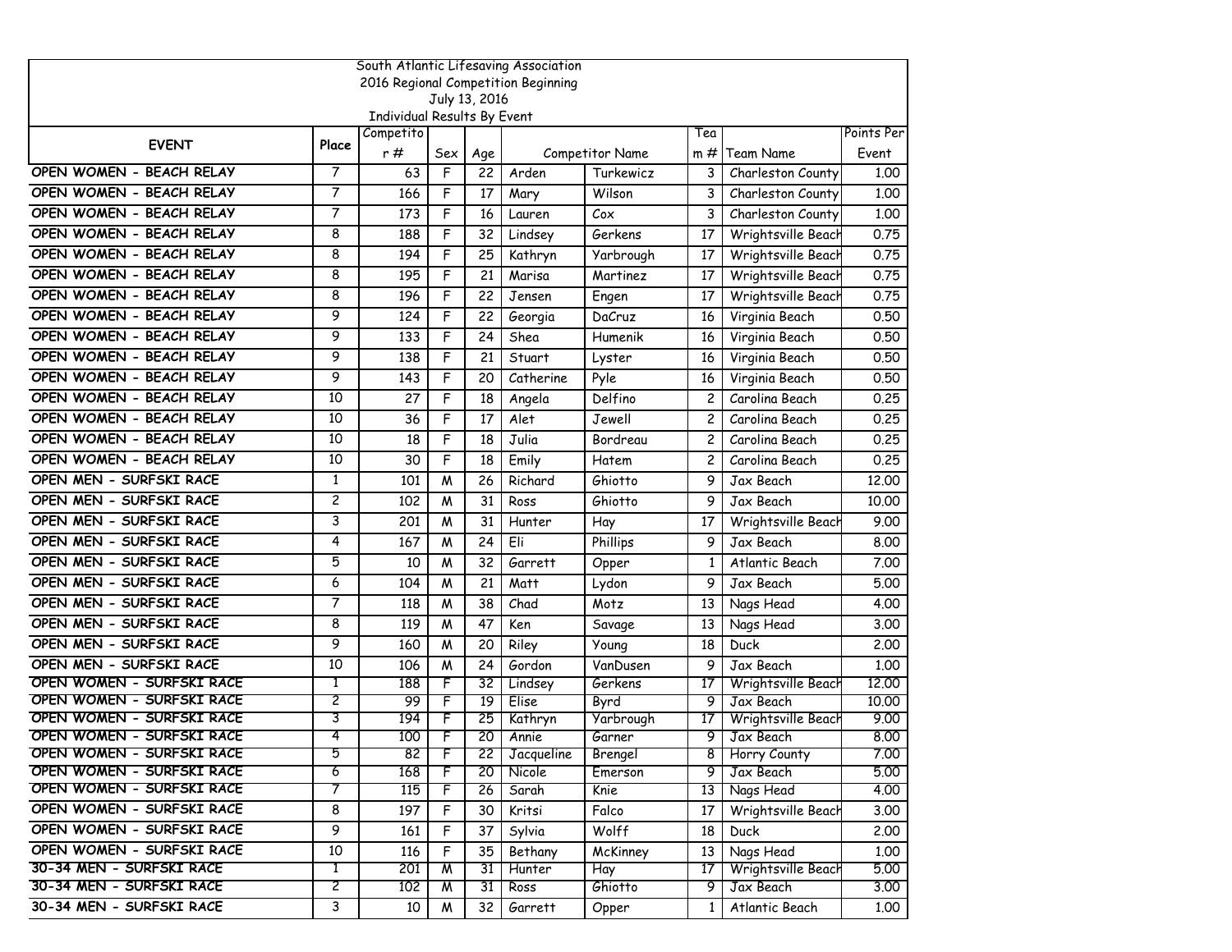South Atlantic Lifesaving Association
2016 Regional Competition Beginning
July 13, 2016
Individual Results By Event

| EVENT | Place | Competitor # | Sex | Age | Competitor Name | | Team # | Team Name | Points Per Event |
|---|---|---|---|---|---|---|---|---|---|
| OPEN WOMEN - BEACH RELAY | 7 | 63 | F | 22 | Arden | Turkewicz | 3 | Charleston County | 1.00 |
| OPEN WOMEN - BEACH RELAY | 7 | 166 | F | 17 | Mary | Wilson | 3 | Charleston County | 1.00 |
| OPEN WOMEN - BEACH RELAY | 7 | 173 | F | 16 | Lauren | Cox | 3 | Charleston County | 1.00 |
| OPEN WOMEN - BEACH RELAY | 8 | 188 | F | 32 | Lindsey | Gerkens | 17 | Wrightsville Beach | 0.75 |
| OPEN WOMEN - BEACH RELAY | 8 | 194 | F | 25 | Kathryn | Yarbrough | 17 | Wrightsville Beach | 0.75 |
| OPEN WOMEN - BEACH RELAY | 8 | 195 | F | 21 | Marisa | Martinez | 17 | Wrightsville Beach | 0.75 |
| OPEN WOMEN - BEACH RELAY | 8 | 196 | F | 22 | Jensen | Engen | 17 | Wrightsville Beach | 0.75 |
| OPEN WOMEN - BEACH RELAY | 9 | 124 | F | 22 | Georgia | DaCruz | 16 | Virginia Beach | 0.50 |
| OPEN WOMEN - BEACH RELAY | 9 | 133 | F | 24 | Shea | Humenik | 16 | Virginia Beach | 0.50 |
| OPEN WOMEN - BEACH RELAY | 9 | 138 | F | 21 | Stuart | Lyster | 16 | Virginia Beach | 0.50 |
| OPEN WOMEN - BEACH RELAY | 9 | 143 | F | 20 | Catherine | Pyle | 16 | Virginia Beach | 0.50 |
| OPEN WOMEN - BEACH RELAY | 10 | 27 | F | 18 | Angela | Delfino | 2 | Carolina Beach | 0.25 |
| OPEN WOMEN - BEACH RELAY | 10 | 36 | F | 17 | Alet | Jewell | 2 | Carolina Beach | 0.25 |
| OPEN WOMEN - BEACH RELAY | 10 | 18 | F | 18 | Julia | Bordreau | 2 | Carolina Beach | 0.25 |
| OPEN WOMEN - BEACH RELAY | 10 | 30 | F | 18 | Emily | Hatem | 2 | Carolina Beach | 0.25 |
| OPEN MEN - SURFSKI RACE | 1 | 101 | M | 26 | Richard | Ghiotto | 9 | Jax Beach | 12.00 |
| OPEN MEN - SURFSKI RACE | 2 | 102 | M | 31 | Ross | Ghiotto | 9 | Jax Beach | 10.00 |
| OPEN MEN - SURFSKI RACE | 3 | 201 | M | 31 | Hunter | Hay | 17 | Wrightsville Beach | 9.00 |
| OPEN MEN - SURFSKI RACE | 4 | 167 | M | 24 | Eli | Phillips | 9 | Jax Beach | 8.00 |
| OPEN MEN - SURFSKI RACE | 5 | 10 | M | 32 | Garrett | Opper | 1 | Atlantic Beach | 7.00 |
| OPEN MEN - SURFSKI RACE | 6 | 104 | M | 21 | Matt | Lydon | 9 | Jax Beach | 5.00 |
| OPEN MEN - SURFSKI RACE | 7 | 118 | M | 38 | Chad | Motz | 13 | Nags Head | 4.00 |
| OPEN MEN - SURFSKI RACE | 8 | 119 | M | 47 | Ken | Savage | 13 | Nags Head | 3.00 |
| OPEN MEN - SURFSKI RACE | 9 | 160 | M | 20 | Riley | Young | 18 | Duck | 2.00 |
| OPEN MEN - SURFSKI RACE | 10 | 106 | M | 24 | Gordon | VanDusen | 9 | Jax Beach | 1.00 |
| OPEN WOMEN - SURFSKI RACE | 1 | 188 | F | 32 | Lindsey | Gerkens | 17 | Wrightsville Beach | 12.00 |
| OPEN WOMEN - SURFSKI RACE | 2 | 99 | F | 19 | Elise | Byrd | 9 | Jax Beach | 10.00 |
| OPEN WOMEN - SURFSKI RACE | 3 | 194 | F | 25 | Kathryn | Yarbrough | 17 | Wrightsville Beach | 9.00 |
| OPEN WOMEN - SURFSKI RACE | 4 | 100 | F | 20 | Annie | Garner | 9 | Jax Beach | 8.00 |
| OPEN WOMEN - SURFSKI RACE | 5 | 82 | F | 22 | Jacqueline | Brengel | 8 | Horry County | 7.00 |
| OPEN WOMEN - SURFSKI RACE | 6 | 168 | F | 20 | Nicole | Emerson | 9 | Jax Beach | 5.00 |
| OPEN WOMEN - SURFSKI RACE | 7 | 115 | F | 26 | Sarah | Knie | 13 | Nags Head | 4.00 |
| OPEN WOMEN - SURFSKI RACE | 8 | 197 | F | 30 | Kritsi | Falco | 17 | Wrightsville Beach | 3.00 |
| OPEN WOMEN - SURFSKI RACE | 9 | 161 | F | 37 | Sylvia | Wolff | 18 | Duck | 2.00 |
| OPEN WOMEN - SURFSKI RACE | 10 | 116 | F | 35 | Bethany | McKinney | 13 | Nags Head | 1.00 |
| 30-34 MEN - SURFSKI RACE | 1 | 201 | M | 31 | Hunter | Hay | 17 | Wrightsville Beach | 5.00 |
| 30-34 MEN - SURFSKI RACE | 2 | 102 | M | 31 | Ross | Ghiotto | 9 | Jax Beach | 3.00 |
| 30-34 MEN - SURFSKI RACE | 3 | 10 | M | 32 | Garrett | Opper | 1 | Atlantic Beach | 1.00 |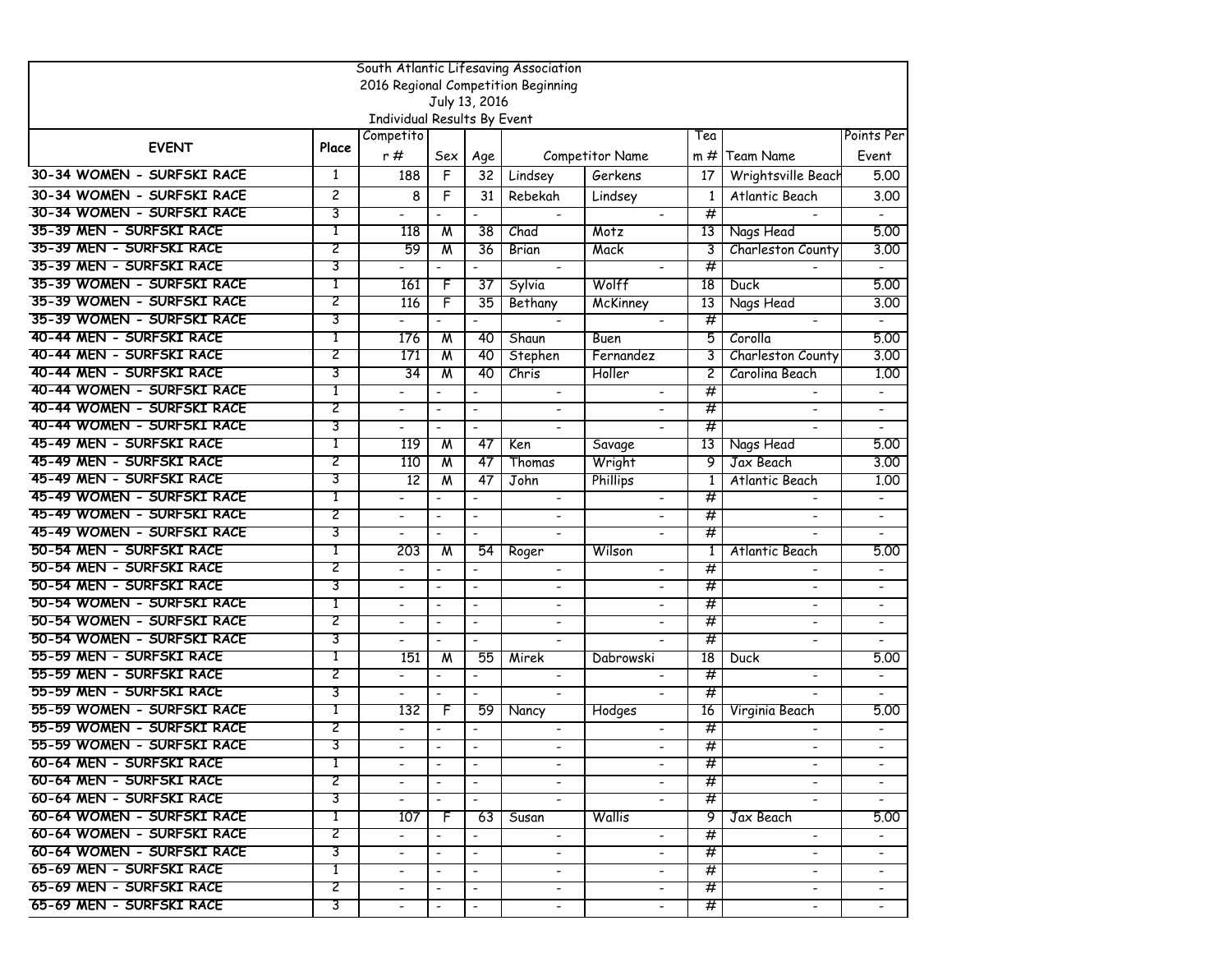South Atlantic Lifesaving Association
2016 Regional Competition Beginning
July 13, 2016
Individual Results By Event

| EVENT | Place | Competitor # | Sex | Age | Competitor Name | | Team # | Team Name | Points Per Event |
|---|---|---|---|---|---|---|---|---|---|
| 30-34 WOMEN - SURFSKI RACE | 1 | 188 | F | 32 | Lindsey | Gerkens | 17 | Wrightsville Beach | 5.00 |
| 30-34 WOMEN - SURFSKI RACE | 2 | 8 | F | 31 | Rebekah | Lindsey | 1 | Atlantic Beach | 3.00 |
| 30-34 WOMEN - SURFSKI RACE | 3 | - | - | - | - | - | # | - | - |
| 35-39 MEN - SURFSKI RACE | 1 | 118 | M | 38 | Chad | Motz | 13 | Nags Head | 5.00 |
| 35-39 MEN - SURFSKI RACE | 2 | 59 | M | 36 | Brian | Mack | 3 | Charleston County | 3.00 |
| 35-39 MEN - SURFSKI RACE | 3 | - | - | - | - | - | # | - | - |
| 35-39 WOMEN - SURFSKI RACE | 1 | 161 | F | 37 | Sylvia | Wolff | 18 | Duck | 5.00 |
| 35-39 WOMEN - SURFSKI RACE | 2 | 116 | F | 35 | Bethany | McKinney | 13 | Nags Head | 3.00 |
| 35-39 WOMEN - SURFSKI RACE | 3 | - | - | - | - | - | # | - | - |
| 40-44 MEN - SURFSKI RACE | 1 | 176 | M | 40 | Shaun | Buen | 5 | Corolla | 5.00 |
| 40-44 MEN - SURFSKI RACE | 2 | 171 | M | 40 | Stephen | Fernandez | 3 | Charleston County | 3.00 |
| 40-44 MEN - SURFSKI RACE | 3 | 34 | M | 40 | Chris | Holler | 2 | Carolina Beach | 1.00 |
| 40-44 WOMEN - SURFSKI RACE | 1 | - | - | - | - | - | # | - | - |
| 40-44 WOMEN - SURFSKI RACE | 2 | - | - | - | - | - | # | - | - |
| 40-44 WOMEN - SURFSKI RACE | 3 | - | - | - | - | - | # | - | - |
| 45-49 MEN - SURFSKI RACE | 1 | 119 | M | 47 | Ken | Savage | 13 | Nags Head | 5.00 |
| 45-49 MEN - SURFSKI RACE | 2 | 110 | M | 47 | Thomas | Wright | 9 | Jax Beach | 3.00 |
| 45-49 MEN - SURFSKI RACE | 3 | 12 | M | 47 | John | Phillips | 1 | Atlantic Beach | 1.00 |
| 45-49 WOMEN - SURFSKI RACE | 1 | - | - | - | - | - | # | - | - |
| 45-49 WOMEN - SURFSKI RACE | 2 | - | - | - | - | - | # | - | - |
| 45-49 WOMEN - SURFSKI RACE | 3 | - | - | - | - | - | # | - | - |
| 50-54 MEN - SURFSKI RACE | 1 | 203 | M | 54 | Roger | Wilson | 1 | Atlantic Beach | 5.00 |
| 50-54 MEN - SURFSKI RACE | 2 | - | - | - | - | - | # | - | - |
| 50-54 MEN - SURFSKI RACE | 3 | - | - | - | - | - | # | - | - |
| 50-54 WOMEN - SURFSKI RACE | 1 | - | - | - | - | - | # | - | - |
| 50-54 WOMEN - SURFSKI RACE | 2 | - | - | - | - | - | # | - | - |
| 50-54 WOMEN - SURFSKI RACE | 3 | - | - | - | - | - | # | - | - |
| 55-59 MEN - SURFSKI RACE | 1 | 151 | M | 55 | Mirek | Dabrowski | 18 | Duck | 5.00 |
| 55-59 MEN - SURFSKI RACE | 2 | - | - | - | - | - | # | - | - |
| 55-59 MEN - SURFSKI RACE | 3 | - | - | - | - | - | # | - | - |
| 55-59 WOMEN - SURFSKI RACE | 1 | 132 | F | 59 | Nancy | Hodges | 16 | Virginia Beach | 5.00 |
| 55-59 WOMEN - SURFSKI RACE | 2 | - | - | - | - | - | # | - | - |
| 55-59 WOMEN - SURFSKI RACE | 3 | - | - | - | - | - | # | - | - |
| 60-64 MEN - SURFSKI RACE | 1 | - | - | - | - | - | # | - | - |
| 60-64 MEN - SURFSKI RACE | 2 | - | - | - | - | - | # | - | - |
| 60-64 MEN - SURFSKI RACE | 3 | - | - | - | - | - | # | - | - |
| 60-64 WOMEN - SURFSKI RACE | 1 | 107 | F | 63 | Susan | Wallis | 9 | Jax Beach | 5.00 |
| 60-64 WOMEN - SURFSKI RACE | 2 | - | - | - | - | - | # | - | - |
| 60-64 WOMEN - SURFSKI RACE | 3 | - | - | - | - | - | # | - | - |
| 65-69 MEN - SURFSKI RACE | 1 | - | - | - | - | - | # | - | - |
| 65-69 MEN - SURFSKI RACE | 2 | - | - | - | - | - | # | - | - |
| 65-69 MEN - SURFSKI RACE | 3 | - | - | - | - | - | # | - | - |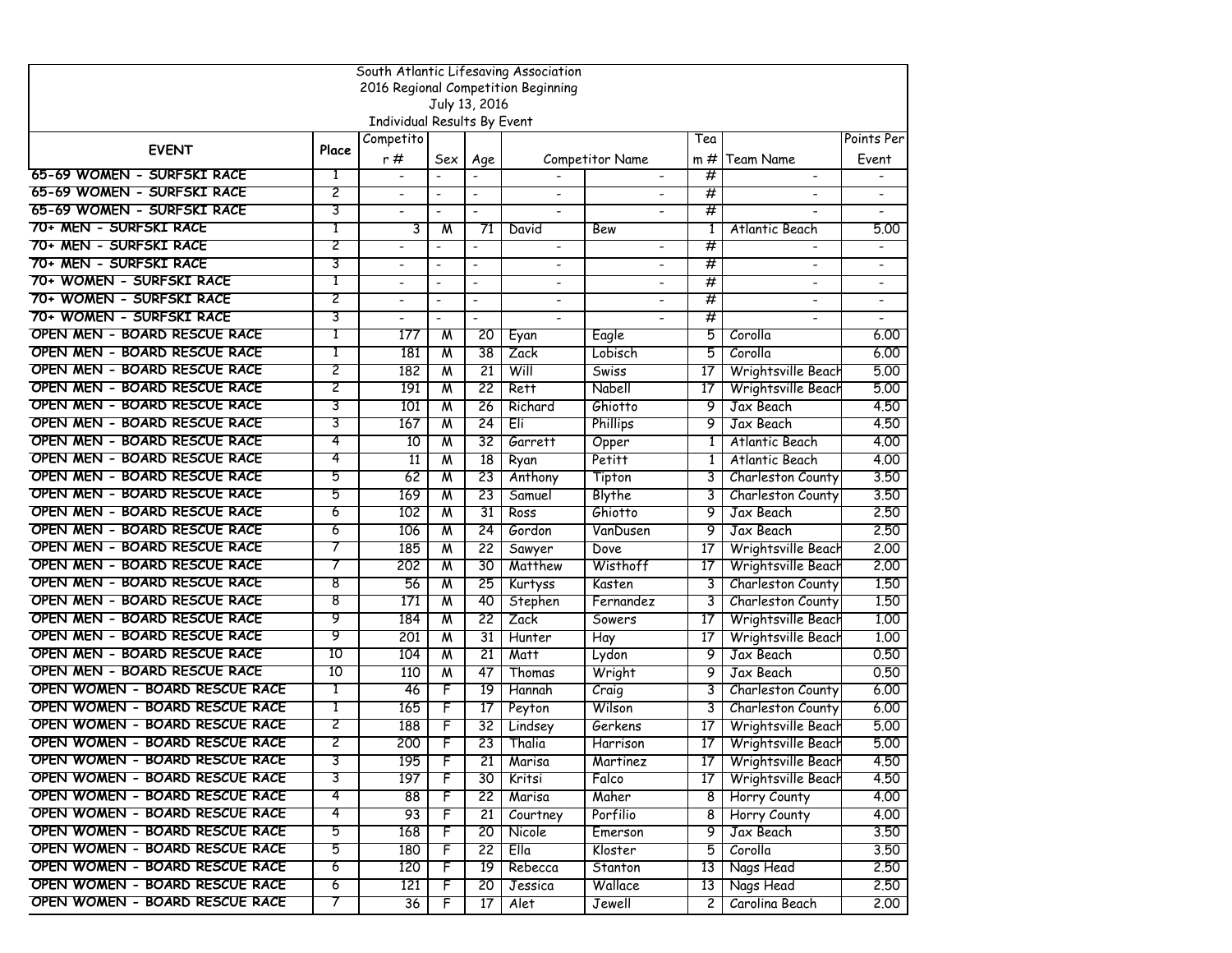South Atlantic Lifesaving Association
2016 Regional Competition Beginning
July 13, 2016
Individual Results By Event

| EVENT | Place | Competitor # | Sex | Age | Competitor Name | | Team # | Team Name | Points Per Event |
|---|---|---|---|---|---|---|---|---|---|
| 65-69 WOMEN - SURFSKI RACE | 1 | - | - | - | - | - | # | - | - |
| 65-69 WOMEN - SURFSKI RACE | 2 | - | - | - | - | - | # | - | - |
| 65-69 WOMEN - SURFSKI RACE | 3 | - | - | - | - | - | # | - | - |
| 70+ MEN - SURFSKI RACE | 1 | 3 | M | 71 | David | Bew | 1 | Atlantic Beach | 5.00 |
| 70+ MEN - SURFSKI RACE | 2 | - | - | - | - | - | # | - | - |
| 70+ MEN - SURFSKI RACE | 3 | - | - | - | - | - | # | - | - |
| 70+ WOMEN - SURFSKI RACE | 1 | - | - | - | - | - | # | - | - |
| 70+ WOMEN - SURFSKI RACE | 2 | - | - | - | - | - | # | - | - |
| 70+ WOMEN - SURFSKI RACE | 3 | - | - | - | - | - | # | - | - |
| OPEN MEN - BOARD RESCUE RACE | 1 | 177 | M | 20 | Eyan | Eagle | 5 | Corolla | 6.00 |
| OPEN MEN - BOARD RESCUE RACE | 1 | 181 | M | 38 | Zack | Lobisch | 5 | Corolla | 6.00 |
| OPEN MEN - BOARD RESCUE RACE | 2 | 182 | M | 21 | Will | Swiss | 17 | Wrightsville Beach | 5.00 |
| OPEN MEN - BOARD RESCUE RACE | 2 | 191 | M | 22 | Rett | Nabell | 17 | Wrightsville Beach | 5.00 |
| OPEN MEN - BOARD RESCUE RACE | 3 | 101 | M | 26 | Richard | Ghiotto | 9 | Jax Beach | 4.50 |
| OPEN MEN - BOARD RESCUE RACE | 3 | 167 | M | 24 | Eli | Phillips | 9 | Jax Beach | 4.50 |
| OPEN MEN - BOARD RESCUE RACE | 4 | 10 | M | 32 | Garrett | Opper | 1 | Atlantic Beach | 4.00 |
| OPEN MEN - BOARD RESCUE RACE | 4 | 11 | M | 18 | Ryan | Petitt | 1 | Atlantic Beach | 4.00 |
| OPEN MEN - BOARD RESCUE RACE | 5 | 62 | M | 23 | Anthony | Tipton | 3 | Charleston County | 3.50 |
| OPEN MEN - BOARD RESCUE RACE | 5 | 169 | M | 23 | Samuel | Blythe | 3 | Charleston County | 3.50 |
| OPEN MEN - BOARD RESCUE RACE | 6 | 102 | M | 31 | Ross | Ghiotto | 9 | Jax Beach | 2.50 |
| OPEN MEN - BOARD RESCUE RACE | 6 | 106 | M | 24 | Gordon | VanDusen | 9 | Jax Beach | 2.50 |
| OPEN MEN - BOARD RESCUE RACE | 7 | 185 | M | 22 | Sawyer | Dove | 17 | Wrightsville Beach | 2.00 |
| OPEN MEN - BOARD RESCUE RACE | 7 | 202 | M | 30 | Matthew | Wisthoff | 17 | Wrightsville Beach | 2.00 |
| OPEN MEN - BOARD RESCUE RACE | 8 | 56 | M | 25 | Kurtyss | Kasten | 3 | Charleston County | 1.50 |
| OPEN MEN - BOARD RESCUE RACE | 8 | 171 | M | 40 | Stephen | Fernandez | 3 | Charleston County | 1.50 |
| OPEN MEN - BOARD RESCUE RACE | 9 | 184 | M | 22 | Zack | Sowers | 17 | Wrightsville Beach | 1.00 |
| OPEN MEN - BOARD RESCUE RACE | 9 | 201 | M | 31 | Hunter | Hay | 17 | Wrightsville Beach | 1.00 |
| OPEN MEN - BOARD RESCUE RACE | 10 | 104 | M | 21 | Matt | Lydon | 9 | Jax Beach | 0.50 |
| OPEN MEN - BOARD RESCUE RACE | 10 | 110 | M | 47 | Thomas | Wright | 9 | Jax Beach | 0.50 |
| OPEN WOMEN - BOARD RESCUE RACE | 1 | 46 | F | 19 | Hannah | Craig | 3 | Charleston County | 6.00 |
| OPEN WOMEN - BOARD RESCUE RACE | 1 | 165 | F | 17 | Peyton | Wilson | 3 | Charleston County | 6.00 |
| OPEN WOMEN - BOARD RESCUE RACE | 2 | 188 | F | 32 | Lindsey | Gerkens | 17 | Wrightsville Beach | 5.00 |
| OPEN WOMEN - BOARD RESCUE RACE | 2 | 200 | F | 23 | Thalia | Harrison | 17 | Wrightsville Beach | 5.00 |
| OPEN WOMEN - BOARD RESCUE RACE | 3 | 195 | F | 21 | Marisa | Martinez | 17 | Wrightsville Beach | 4.50 |
| OPEN WOMEN - BOARD RESCUE RACE | 3 | 197 | F | 30 | Kritsi | Falco | 17 | Wrightsville Beach | 4.50 |
| OPEN WOMEN - BOARD RESCUE RACE | 4 | 88 | F | 22 | Marisa | Maher | 8 | Horry County | 4.00 |
| OPEN WOMEN - BOARD RESCUE RACE | 4 | 93 | F | 21 | Courtney | Porfilio | 8 | Horry County | 4.00 |
| OPEN WOMEN - BOARD RESCUE RACE | 5 | 168 | F | 20 | Nicole | Emerson | 9 | Jax Beach | 3.50 |
| OPEN WOMEN - BOARD RESCUE RACE | 5 | 180 | F | 22 | Ella | Kloster | 5 | Corolla | 3.50 |
| OPEN WOMEN - BOARD RESCUE RACE | 6 | 120 | F | 19 | Rebecca | Stanton | 13 | Nags Head | 2.50 |
| OPEN WOMEN - BOARD RESCUE RACE | 6 | 121 | F | 20 | Jessica | Wallace | 13 | Nags Head | 2.50 |
| OPEN WOMEN - BOARD RESCUE RACE | 7 | 36 | F | 17 | Alet | Jewell | 2 | Carolina Beach | 2.00 |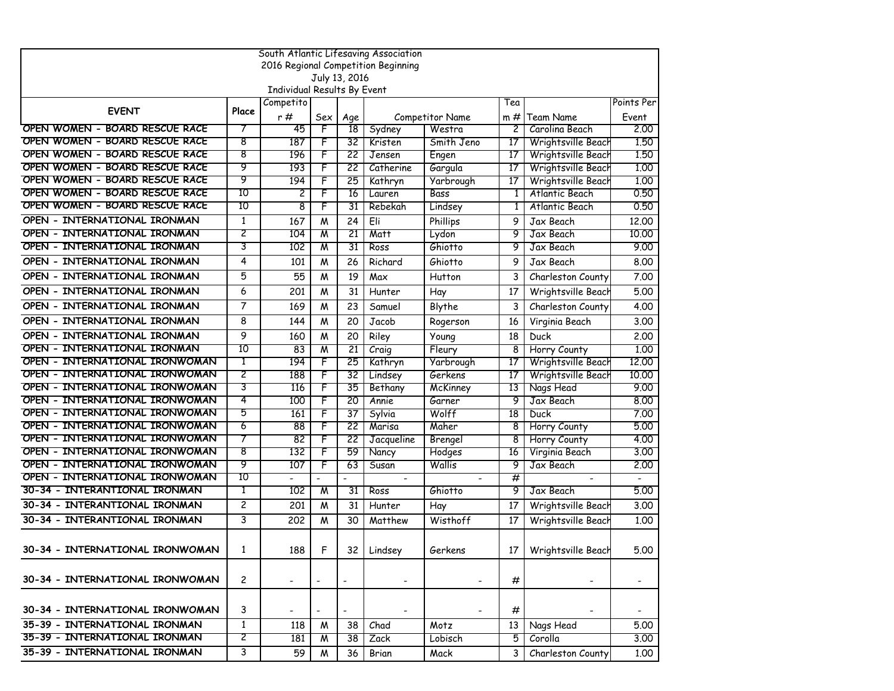South Atlantic Lifesaving Association
2016 Regional Competition Beginning
July 13, 2016
Individual Results By Event

| EVENT | Place | Competitor # | Sex | Age | Competitor Name | | Team # | Team Name | Points Per Event |
|---|---|---|---|---|---|---|---|---|---|
| OPEN WOMEN - BOARD RESCUE RACE | 7 | 45 | F | 18 | Sydney | Westra | 2 | Carolina Beach | 2.00 |
| OPEN WOMEN - BOARD RESCUE RACE | 8 | 187 | F | 32 | Kristen | Smith Jeno | 17 | Wrightsville Beach | 1.50 |
| OPEN WOMEN - BOARD RESCUE RACE | 8 | 196 | F | 22 | Jensen | Engen | 17 | Wrightsville Beach | 1.50 |
| OPEN WOMEN - BOARD RESCUE RACE | 9 | 193 | F | 22 | Catherine | Gargula | 17 | Wrightsville Beach | 1.00 |
| OPEN WOMEN - BOARD RESCUE RACE | 9 | 194 | F | 25 | Kathryn | Yarbrough | 17 | Wrightsville Beach | 1.00 |
| OPEN WOMEN - BOARD RESCUE RACE | 10 | 2 | F | 16 | Lauren | Bass | 1 | Atlantic Beach | 0.50 |
| OPEN WOMEN - BOARD RESCUE RACE | 10 | 8 | F | 31 | Rebekah | Lindsey | 1 | Atlantic Beach | 0.50 |
| OPEN - INTERNATIONAL IRONMAN | 1 | 167 | M | 24 | Eli | Phillips | 9 | Jax Beach | 12.00 |
| OPEN - INTERNATIONAL IRONMAN | 2 | 104 | M | 21 | Matt | Lydon | 9 | Jax Beach | 10.00 |
| OPEN - INTERNATIONAL IRONMAN | 3 | 102 | M | 31 | Ross | Ghiotto | 9 | Jax Beach | 9.00 |
| OPEN - INTERNATIONAL IRONMAN | 4 | 101 | M | 26 | Richard | Ghiotto | 9 | Jax Beach | 8.00 |
| OPEN - INTERNATIONAL IRONMAN | 5 | 55 | M | 19 | Max | Hutton | 3 | Charleston County | 7.00 |
| OPEN - INTERNATIONAL IRONMAN | 6 | 201 | M | 31 | Hunter | Hay | 17 | Wrightsville Beach | 5.00 |
| OPEN - INTERNATIONAL IRONMAN | 7 | 169 | M | 23 | Samuel | Blythe | 3 | Charleston County | 4.00 |
| OPEN - INTERNATIONAL IRONMAN | 8 | 144 | M | 20 | Jacob | Rogerson | 16 | Virginia Beach | 3.00 |
| OPEN - INTERNATIONAL IRONMAN | 9 | 160 | M | 20 | Riley | Young | 18 | Duck | 2.00 |
| OPEN - INTERNATIONAL IRONMAN | 10 | 83 | M | 21 | Craig | Fleury | 8 | Horry County | 1.00 |
| OPEN - INTERNATIONAL IRONWOMAN | 1 | 194 | F | 25 | Kathryn | Yarbrough | 17 | Wrightsville Beach | 12.00 |
| OPEN - INTERNATIONAL IRONWOMAN | 2 | 188 | F | 32 | Lindsey | Gerkens | 17 | Wrightsville Beach | 10.00 |
| OPEN - INTERNATIONAL IRONWOMAN | 3 | 116 | F | 35 | Bethany | McKinney | 13 | Nags Head | 9.00 |
| OPEN - INTERNATIONAL IRONWOMAN | 4 | 100 | F | 20 | Annie | Garner | 9 | Jax Beach | 8.00 |
| OPEN - INTERNATIONAL IRONWOMAN | 5 | 161 | F | 37 | Sylvia | Wolff | 18 | Duck | 7.00 |
| OPEN - INTERNATIONAL IRONWOMAN | 6 | 88 | F | 22 | Marisa | Maher | 8 | Horry County | 5.00 |
| OPEN - INTERNATIONAL IRONWOMAN | 7 | 82 | F | 22 | Jacqueline | Brengel | 8 | Horry County | 4.00 |
| OPEN - INTERNATIONAL IRONWOMAN | 8 | 132 | F | 59 | Nancy | Hodges | 16 | Virginia Beach | 3.00 |
| OPEN - INTERNATIONAL IRONWOMAN | 9 | 107 | F | 63 | Susan | Wallis | 9 | Jax Beach | 2.00 |
| OPEN - INTERNATIONAL IRONWOMAN | 10 | - | - | - | - | - | # | - | - |
| 30-34 - INTERANTIONAL IRONMAN | 1 | 102 | M | 31 | Ross | Ghiotto | 9 | Jax Beach | 5.00 |
| 30-34 - INTERANTIONAL IRONMAN | 2 | 201 | M | 31 | Hunter | Hay | 17 | Wrightsville Beach | 3.00 |
| 30-34 - INTERANTIONAL IRONMAN | 3 | 202 | M | 30 | Matthew | Wisthoff | 17 | Wrightsville Beach | 1.00 |
| 30-34 - INTERNATIONAL IRONWOMAN | 1 | 188 | F | 32 | Lindsey | Gerkens | 17 | Wrightsville Beach | 5.00 |
| 30-34 - INTERNATIONAL IRONWOMAN | 2 | - | - | - | - | - | # | - | - |
| 30-34 - INTERNATIONAL IRONWOMAN | 3 | - | - | - | - | - | # | - | - |
| 35-39 - INTERNATIONAL IRONMAN | 1 | 118 | M | 38 | Chad | Motz | 13 | Nags Head | 5.00 |
| 35-39 - INTERNATIONAL IRONMAN | 2 | 181 | M | 38 | Zack | Lobisch | 5 | Corolla | 3.00 |
| 35-39 - INTERNATIONAL IRONMAN | 3 | 59 | M | 36 | Brian | Mack | 3 | Charleston County | 1.00 |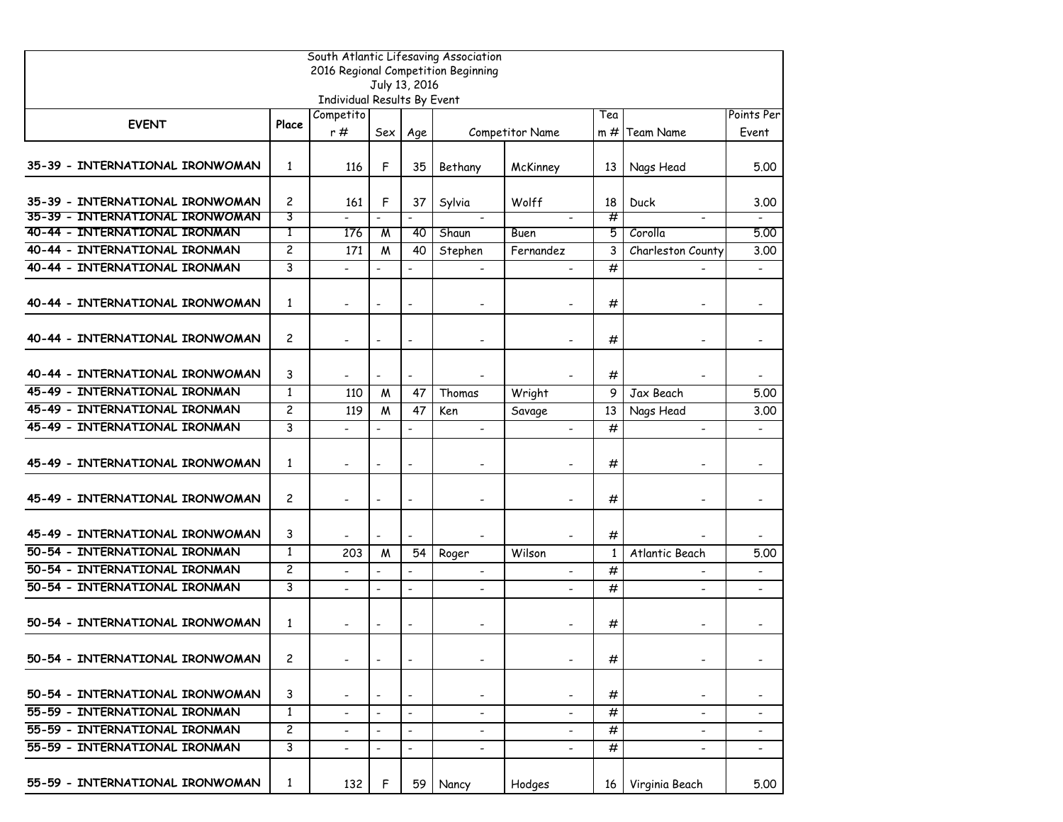South Atlantic Lifesaving Association
2016 Regional Competition Beginning
July 13, 2016
Individual Results By Event

| EVENT | Place | Competitor # | Sex | Age | Competitor Name | | Team # | Team Name | Points Per Event |
|---|---|---|---|---|---|---|---|---|---|
| 35-39 - INTERNATIONAL IRONWOMAN | 1 | 116 | F | 35 | Bethany | McKinney | 13 | Nags Head | 5.00 |
| 35-39 - INTERNATIONAL IRONWOMAN | 2 | 161 | F | 37 | Sylvia | Wolff | 18 | Duck | 3.00 |
| 35-39 - INTERNATIONAL IRONWOMAN | 3 | - | - | - | - | - | # | - | - |
| 40-44 - INTERNATIONAL IRONMAN | 1 | 176 | M | 40 | Shaun | Buen | 5 | Corolla | 5.00 |
| 40-44 - INTERNATIONAL IRONMAN | 2 | 171 | M | 40 | Stephen | Fernandez | 3 | Charleston County | 3.00 |
| 40-44 - INTERNATIONAL IRONMAN | 3 | - | - | - | - | - | # | - | - |
| 40-44 - INTERNATIONAL IRONWOMAN | 1 | - | - | - | - | - | # | - | - |
| 40-44 - INTERNATIONAL IRONWOMAN | 2 | - | - | - | - | - | # | - | - |
| 40-44 - INTERNATIONAL IRONWOMAN | 3 | - | - | - | - | - | # | - | - |
| 45-49 - INTERNATIONAL IRONMAN | 1 | 110 | M | 47 | Thomas | Wright | 9 | Jax Beach | 5.00 |
| 45-49 - INTERNATIONAL IRONMAN | 2 | 119 | M | 47 | Ken | Savage | 13 | Nags Head | 3.00 |
| 45-49 - INTERNATIONAL IRONMAN | 3 | - | - | - | - | - | # | - | - |
| 45-49 - INTERNATIONAL IRONWOMAN | 1 | - | - | - | - | - | # | - | - |
| 45-49 - INTERNATIONAL IRONWOMAN | 2 | - | - | - | - | - | # | - | - |
| 45-49 - INTERNATIONAL IRONWOMAN | 3 | - | - | - | - | - | # | - | - |
| 50-54 - INTERNATIONAL IRONMAN | 1 | 203 | M | 54 | Roger | Wilson | 1 | Atlantic Beach | 5.00 |
| 50-54 - INTERNATIONAL IRONMAN | 2 | - | - | - | - | - | # | - | - |
| 50-54 - INTERNATIONAL IRONMAN | 3 | - | - | - | - | - | # | - | - |
| 50-54 - INTERNATIONAL IRONWOMAN | 1 | - | - | - | - | - | # | - | - |
| 50-54 - INTERNATIONAL IRONWOMAN | 2 | - | - | - | - | - | # | - | - |
| 50-54 - INTERNATIONAL IRONWOMAN | 3 | - | - | - | - | - | # | - | - |
| 55-59 - INTERNATIONAL IRONMAN | 1 | - | - | - | - | - | # | - | - |
| 55-59 - INTERNATIONAL IRONMAN | 2 | - | - | - | - | - | # | - | - |
| 55-59 - INTERNATIONAL IRONMAN | 3 | - | - | - | - | - | # | - | - |
| 55-59 - INTERNATIONAL IRONWOMAN | 1 | 132 | F | 59 | Nancy | Hodges | 16 | Virginia Beach | 5.00 |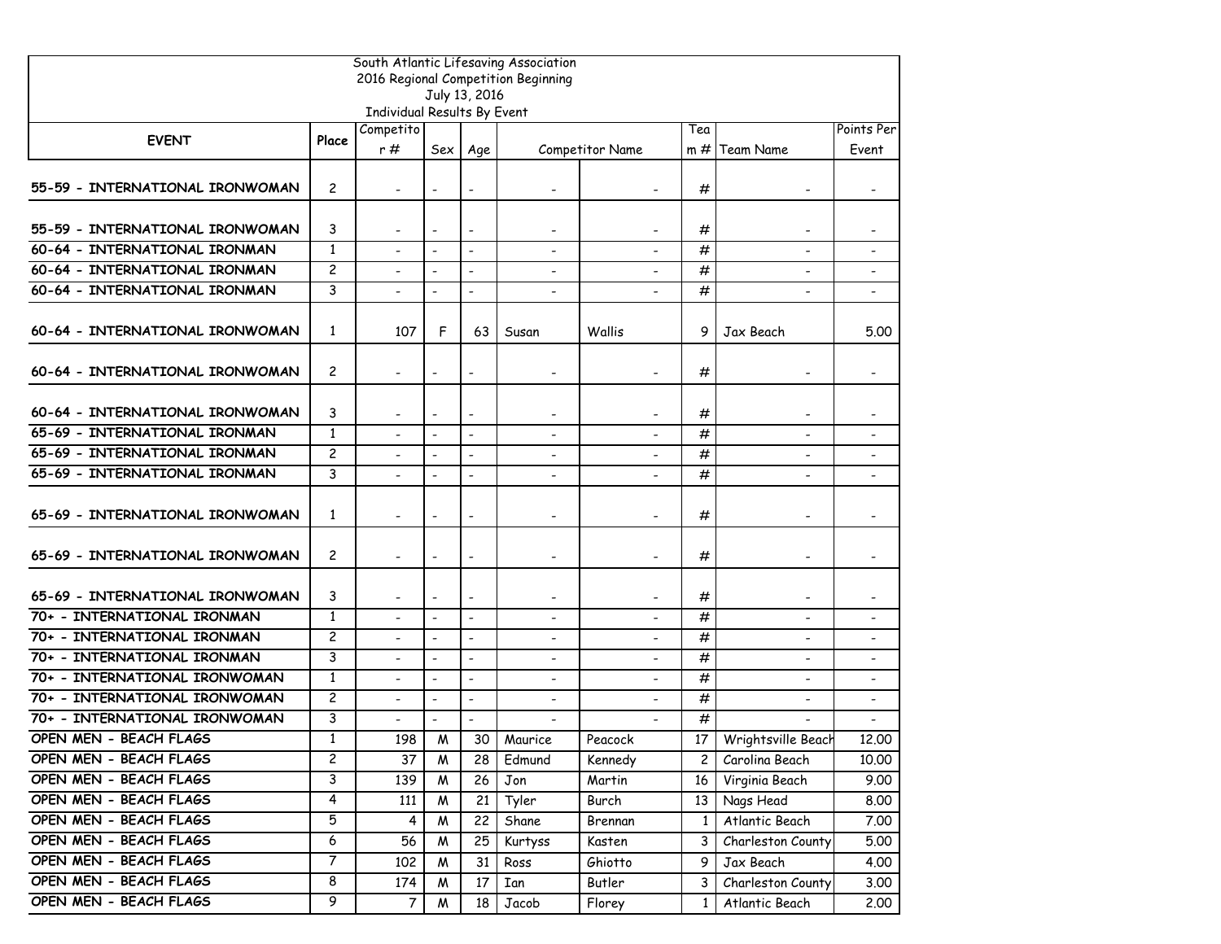South Atlantic Lifesaving Association
2016 Regional Competition Beginning
July 13, 2016
Individual Results By Event

| EVENT | Place | Competitor # | Sex | Age | Competitor Name | | Team # | Team Name | Points Per Event |
|---|---|---|---|---|---|---|---|---|---|
| 55-59 - INTERNATIONAL IRONWOMAN | 2 | - | - | - | - | - | # | - | - |
| 55-59 - INTERNATIONAL IRONWOMAN | 3 | - | - | - | - | - | # | - | - |
| 60-64 - INTERNATIONAL IRONMAN | 1 | - | - | - | - | - | # | - | - |
| 60-64 - INTERNATIONAL IRONMAN | 2 | - | - | - | - | - | # | - | - |
| 60-64 - INTERNATIONAL IRONMAN | 3 | - | - | - | - | - | # | - | - |
| 60-64 - INTERNATIONAL IRONWOMAN | 1 | 107 | F | 63 | Susan | Wallis | 9 | Jax Beach | 5.00 |
| 60-64 - INTERNATIONAL IRONWOMAN | 2 | - | - | - | - | - | # | - | - |
| 60-64 - INTERNATIONAL IRONWOMAN | 3 | - | - | - | - | - | # | - | - |
| 65-69 - INTERNATIONAL IRONMAN | 1 | - | - | - | - | - | # | - | - |
| 65-69 - INTERNATIONAL IRONMAN | 2 | - | - | - | - | - | # | - | - |
| 65-69 - INTERNATIONAL IRONMAN | 3 | - | - | - | - | - | # | - | - |
| 65-69 - INTERNATIONAL IRONWOMAN | 1 | - | - | - | - | - | # | - | - |
| 65-69 - INTERNATIONAL IRONWOMAN | 2 | - | - | - | - | - | # | - | - |
| 65-69 - INTERNATIONAL IRONWOMAN | 3 | - | - | - | - | - | # | - | - |
| 70+ - INTERNATIONAL IRONMAN | 1 | - | - | - | - | - | # | - | - |
| 70+ - INTERNATIONAL IRONMAN | 2 | - | - | - | - | - | # | - | - |
| 70+ - INTERNATIONAL IRONMAN | 3 | - | - | - | - | - | # | - | - |
| 70+ - INTERNATIONAL IRONWOMAN | 1 | - | - | - | - | - | # | - | - |
| 70+ - INTERNATIONAL IRONWOMAN | 2 | - | - | - | - | - | # | - | - |
| 70+ - INTERNATIONAL IRONWOMAN | 3 | - | - | - | - | - | # | - | - |
| OPEN MEN - BEACH FLAGS | 1 | 198 | M | 30 | Maurice | Peacock | 17 | Wrightsville Beach | 12.00 |
| OPEN MEN - BEACH FLAGS | 2 | 37 | M | 28 | Edmund | Kennedy | 2 | Carolina Beach | 10.00 |
| OPEN MEN - BEACH FLAGS | 3 | 139 | M | 26 | Jon | Martin | 16 | Virginia Beach | 9.00 |
| OPEN MEN - BEACH FLAGS | 4 | 111 | M | 21 | Tyler | Burch | 13 | Nags Head | 8.00 |
| OPEN MEN - BEACH FLAGS | 5 | 4 | M | 22 | Shane | Brennan | 1 | Atlantic Beach | 7.00 |
| OPEN MEN - BEACH FLAGS | 6 | 56 | M | 25 | Kurtyss | Kasten | 3 | Charleston County | 5.00 |
| OPEN MEN - BEACH FLAGS | 7 | 102 | M | 31 | Ross | Ghiotto | 9 | Jax Beach | 4.00 |
| OPEN MEN - BEACH FLAGS | 8 | 174 | M | 17 | Ian | Butler | 3 | Charleston County | 3.00 |
| OPEN MEN - BEACH FLAGS | 9 | 7 | M | 18 | Jacob | Florey | 1 | Atlantic Beach | 2.00 |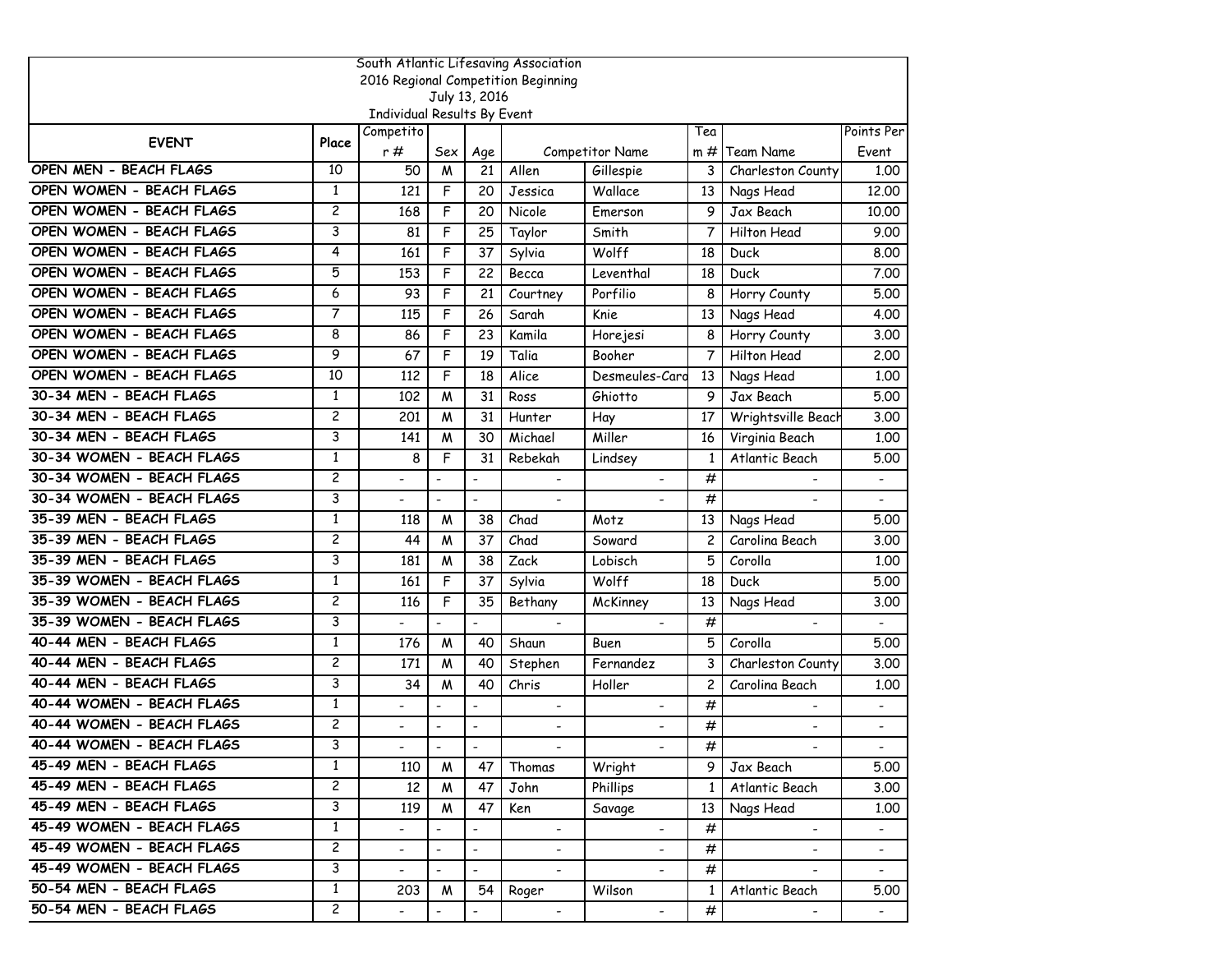South Atlantic Lifesaving Association
2016 Regional Competition Beginning
July 13, 2016
Individual Results By Event

| EVENT | Place | Competitor # | Sex | Age | Competitor Name | | Team # | Team Name | Points Per Event |
|---|---|---|---|---|---|---|---|---|---|
| OPEN MEN - BEACH FLAGS | 10 | 50 | M | 21 | Allen | Gillespie | 3 | Charleston County | 1.00 |
| OPEN WOMEN - BEACH FLAGS | 1 | 121 | F | 20 | Jessica | Wallace | 13 | Nags Head | 12.00 |
| OPEN WOMEN - BEACH FLAGS | 2 | 168 | F | 20 | Nicole | Emerson | 9 | Jax Beach | 10.00 |
| OPEN WOMEN - BEACH FLAGS | 3 | 81 | F | 25 | Taylor | Smith | 7 | Hilton Head | 9.00 |
| OPEN WOMEN - BEACH FLAGS | 4 | 161 | F | 37 | Sylvia | Wolff | 18 | Duck | 8.00 |
| OPEN WOMEN - BEACH FLAGS | 5 | 153 | F | 22 | Becca | Leventhal | 18 | Duck | 7.00 |
| OPEN WOMEN - BEACH FLAGS | 6 | 93 | F | 21 | Courtney | Porfilio | 8 | Horry County | 5.00 |
| OPEN WOMEN - BEACH FLAGS | 7 | 115 | F | 26 | Sarah | Knie | 13 | Nags Head | 4.00 |
| OPEN WOMEN - BEACH FLAGS | 8 | 86 | F | 23 | Kamila | Horejesi | 8 | Horry County | 3.00 |
| OPEN WOMEN - BEACH FLAGS | 9 | 67 | F | 19 | Talia | Booher | 7 | Hilton Head | 2.00 |
| OPEN WOMEN - BEACH FLAGS | 10 | 112 | F | 18 | Alice | Desmeules-Caro | 13 | Nags Head | 1.00 |
| 30-34 MEN - BEACH FLAGS | 1 | 102 | M | 31 | Ross | Ghiotto | 9 | Jax Beach | 5.00 |
| 30-34 MEN - BEACH FLAGS | 2 | 201 | M | 31 | Hunter | Hay | 17 | Wrightsville Beach | 3.00 |
| 30-34 MEN - BEACH FLAGS | 3 | 141 | M | 30 | Michael | Miller | 16 | Virginia Beach | 1.00 |
| 30-34 WOMEN - BEACH FLAGS | 1 | 8 | F | 31 | Rebekah | Lindsey | 1 | Atlantic Beach | 5.00 |
| 30-34 WOMEN - BEACH FLAGS | 2 | - | - | - | - | - | # | - | - |
| 30-34 WOMEN - BEACH FLAGS | 3 | - | - | - | - | - | # | - | - |
| 35-39 MEN - BEACH FLAGS | 1 | 118 | M | 38 | Chad | Motz | 13 | Nags Head | 5.00 |
| 35-39 MEN - BEACH FLAGS | 2 | 44 | M | 37 | Chad | Soward | 2 | Carolina Beach | 3.00 |
| 35-39 MEN - BEACH FLAGS | 3 | 181 | M | 38 | Zack | Lobisch | 5 | Corolla | 1.00 |
| 35-39 WOMEN - BEACH FLAGS | 1 | 161 | F | 37 | Sylvia | Wolff | 18 | Duck | 5.00 |
| 35-39 WOMEN - BEACH FLAGS | 2 | 116 | F | 35 | Bethany | McKinney | 13 | Nags Head | 3.00 |
| 35-39 WOMEN - BEACH FLAGS | 3 | - | - | - | - | - | # | - | - |
| 40-44 MEN - BEACH FLAGS | 1 | 176 | M | 40 | Shaun | Buen | 5 | Corolla | 5.00 |
| 40-44 MEN - BEACH FLAGS | 2 | 171 | M | 40 | Stephen | Fernandez | 3 | Charleston County | 3.00 |
| 40-44 MEN - BEACH FLAGS | 3 | 34 | M | 40 | Chris | Holler | 2 | Carolina Beach | 1.00 |
| 40-44 WOMEN - BEACH FLAGS | 1 | - | - | - | - | - | # | - | - |
| 40-44 WOMEN - BEACH FLAGS | 2 | - | - | - | - | - | # | - | - |
| 40-44 WOMEN - BEACH FLAGS | 3 | - | - | - | - | - | # | - | - |
| 45-49 MEN - BEACH FLAGS | 1 | 110 | M | 47 | Thomas | Wright | 9 | Jax Beach | 5.00 |
| 45-49 MEN - BEACH FLAGS | 2 | 12 | M | 47 | John | Phillips | 1 | Atlantic Beach | 3.00 |
| 45-49 MEN - BEACH FLAGS | 3 | 119 | M | 47 | Ken | Savage | 13 | Nags Head | 1.00 |
| 45-49 WOMEN - BEACH FLAGS | 1 | - | - | - | - | - | # | - | - |
| 45-49 WOMEN - BEACH FLAGS | 2 | - | - | - | - | - | # | - | - |
| 45-49 WOMEN - BEACH FLAGS | 3 | - | - | - | - | - | # | - | - |
| 50-54 MEN - BEACH FLAGS | 1 | 203 | M | 54 | Roger | Wilson | 1 | Atlantic Beach | 5.00 |
| 50-54 MEN - BEACH FLAGS | 2 | - | - | - | - | - | # | - | - |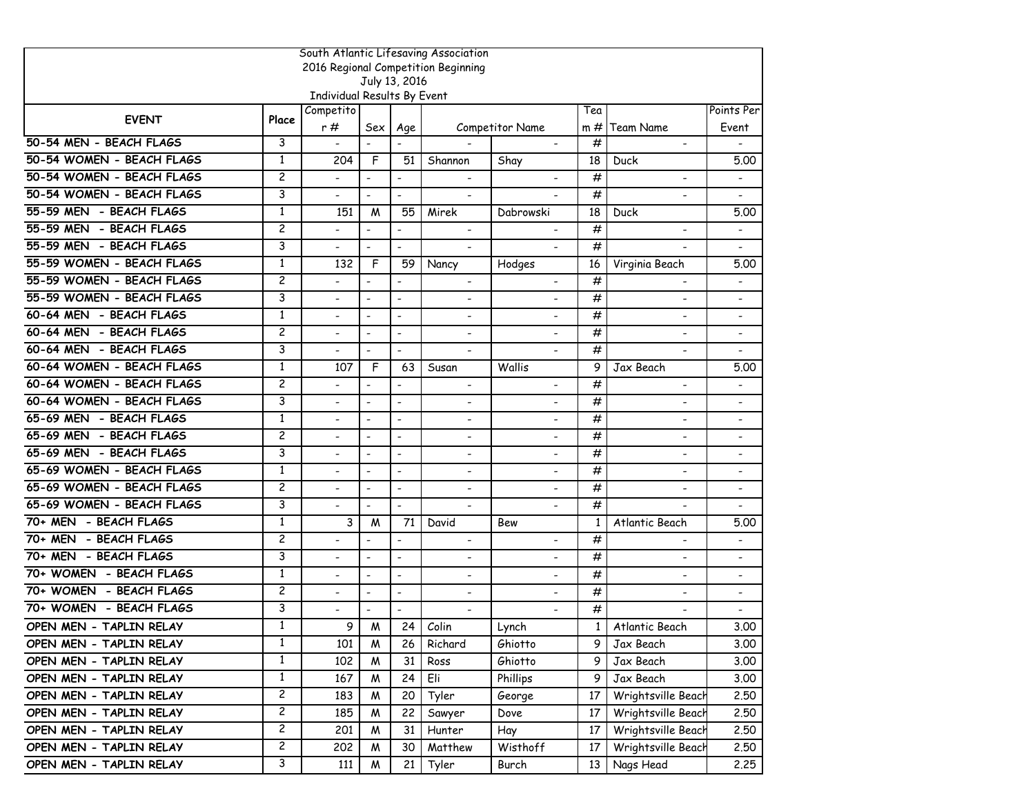South Atlantic Lifesaving Association
2016 Regional Competition Beginning
July 13, 2016
Individual Results By Event

| EVENT | Place | Competitor # | Sex | Age | Competitor Name | | Team # | Team Name | Points Per Event |
|---|---|---|---|---|---|---|---|---|---|
| 50-54 MEN - BEACH FLAGS | 3 | - | - | - | - | - | # | - | - |
| 50-54 WOMEN - BEACH FLAGS | 1 | 204 | F | 51 | Shannon | Shay | 18 | Duck | 5.00 |
| 50-54 WOMEN - BEACH FLAGS | 2 | - | - | - | - | - | # | - | - |
| 50-54 WOMEN - BEACH FLAGS | 3 | - | - | - | - | - | # | - | - |
| 55-59 MEN - BEACH FLAGS | 1 | 151 | M | 55 | Mirek | Dabrowski | 18 | Duck | 5.00 |
| 55-59 MEN - BEACH FLAGS | 2 | - | - | - | - | - | # | - | - |
| 55-59 MEN - BEACH FLAGS | 3 | - | - | - | - | - | # | - | - |
| 55-59 WOMEN - BEACH FLAGS | 1 | 132 | F | 59 | Nancy | Hodges | 16 | Virginia Beach | 5.00 |
| 55-59 WOMEN - BEACH FLAGS | 2 | - | - | - | - | - | # | - | - |
| 55-59 WOMEN - BEACH FLAGS | 3 | - | - | - | - | - | # | - | - |
| 60-64 MEN - BEACH FLAGS | 1 | - | - | - | - | - | # | - | - |
| 60-64 MEN - BEACH FLAGS | 2 | - | - | - | - | - | # | - | - |
| 60-64 MEN - BEACH FLAGS | 3 | - | - | - | - | - | # | - | - |
| 60-64 WOMEN - BEACH FLAGS | 1 | 107 | F | 63 | Susan | Wallis | 9 | Jax Beach | 5.00 |
| 60-64 WOMEN - BEACH FLAGS | 2 | - | - | - | - | - | # | - | - |
| 60-64 WOMEN - BEACH FLAGS | 3 | - | - | - | - | - | # | - | - |
| 65-69 MEN - BEACH FLAGS | 1 | - | - | - | - | - | # | - | - |
| 65-69 MEN - BEACH FLAGS | 2 | - | - | - | - | - | # | - | - |
| 65-69 MEN - BEACH FLAGS | 3 | - | - | - | - | - | # | - | - |
| 65-69 WOMEN - BEACH FLAGS | 1 | - | - | - | - | - | # | - | - |
| 65-69 WOMEN - BEACH FLAGS | 2 | - | - | - | - | - | # | - | - |
| 65-69 WOMEN - BEACH FLAGS | 3 | - | - | - | - | - | # | - | - |
| 70+ MEN - BEACH FLAGS | 1 | 3 | M | 71 | David | Bew | 1 | Atlantic Beach | 5.00 |
| 70+ MEN - BEACH FLAGS | 2 | - | - | - | - | - | # | - | - |
| 70+ MEN - BEACH FLAGS | 3 | - | - | - | - | - | # | - | - |
| 70+ WOMEN - BEACH FLAGS | 1 | - | - | - | - | - | # | - | - |
| 70+ WOMEN - BEACH FLAGS | 2 | - | - | - | - | - | # | - | - |
| 70+ WOMEN - BEACH FLAGS | 3 | - | - | - | - | - | # | - | - |
| OPEN MEN - TAPLIN RELAY | 1 | 9 | M | 24 | Colin | Lynch | 1 | Atlantic Beach | 3.00 |
| OPEN MEN - TAPLIN RELAY | 1 | 101 | M | 26 | Richard | Ghiotto | 9 | Jax Beach | 3.00 |
| OPEN MEN - TAPLIN RELAY | 1 | 102 | M | 31 | Ross | Ghiotto | 9 | Jax Beach | 3.00 |
| OPEN MEN - TAPLIN RELAY | 1 | 167 | M | 24 | Eli | Phillips | 9 | Jax Beach | 3.00 |
| OPEN MEN - TAPLIN RELAY | 2 | 183 | M | 20 | Tyler | George | 17 | Wrightsville Beach | 2.50 |
| OPEN MEN - TAPLIN RELAY | 2 | 185 | M | 22 | Sawyer | Dove | 17 | Wrightsville Beach | 2.50 |
| OPEN MEN - TAPLIN RELAY | 2 | 201 | M | 31 | Hunter | Hay | 17 | Wrightsville Beach | 2.50 |
| OPEN MEN - TAPLIN RELAY | 2 | 202 | M | 30 | Matthew | Wisthoff | 17 | Wrightsville Beach | 2.50 |
| OPEN MEN - TAPLIN RELAY | 3 | 111 | M | 21 | Tyler | Burch | 13 | Nags Head | 2.25 |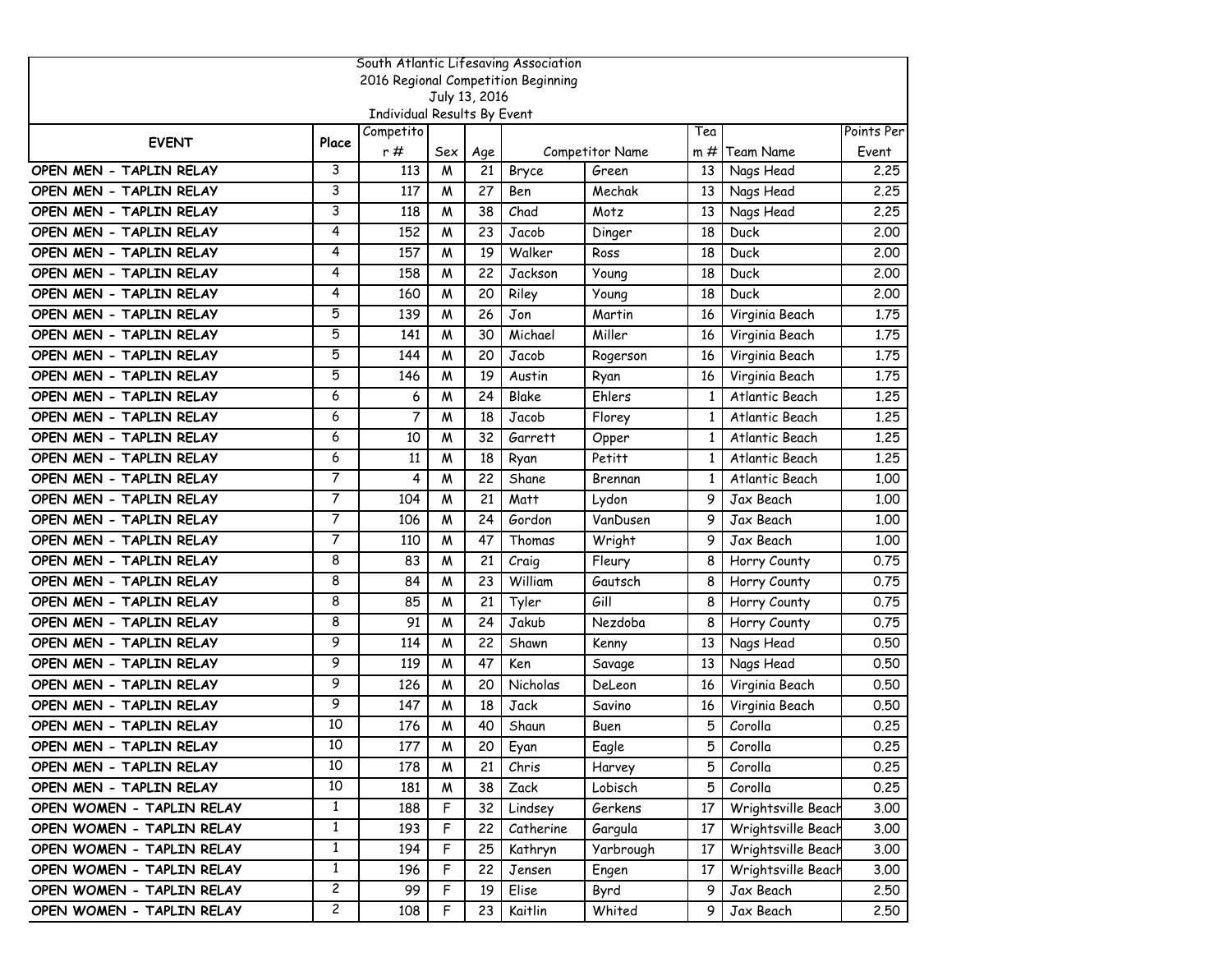South Atlantic Lifesaving Association
2016 Regional Competition Beginning
July 13, 2016
Individual Results By Event

| EVENT | Place | Competitor # | Sex | Age | Competitor Name | | Team # | Team Name | Points Per Event |
|---|---|---|---|---|---|---|---|---|---|
| OPEN MEN - TAPLIN RELAY | 3 | 113 | M | 21 | Bryce | Green | 13 | Nags Head | 2.25 |
| OPEN MEN - TAPLIN RELAY | 3 | 117 | M | 27 | Ben | Mechak | 13 | Nags Head | 2.25 |
| OPEN MEN - TAPLIN RELAY | 3 | 118 | M | 38 | Chad | Motz | 13 | Nags Head | 2.25 |
| OPEN MEN - TAPLIN RELAY | 4 | 152 | M | 23 | Jacob | Dinger | 18 | Duck | 2.00 |
| OPEN MEN - TAPLIN RELAY | 4 | 157 | M | 19 | Walker | Ross | 18 | Duck | 2.00 |
| OPEN MEN - TAPLIN RELAY | 4 | 158 | M | 22 | Jackson | Young | 18 | Duck | 2.00 |
| OPEN MEN - TAPLIN RELAY | 4 | 160 | M | 20 | Riley | Young | 18 | Duck | 2.00 |
| OPEN MEN - TAPLIN RELAY | 5 | 139 | M | 26 | Jon | Martin | 16 | Virginia Beach | 1.75 |
| OPEN MEN - TAPLIN RELAY | 5 | 141 | M | 30 | Michael | Miller | 16 | Virginia Beach | 1.75 |
| OPEN MEN - TAPLIN RELAY | 5 | 144 | M | 20 | Jacob | Rogerson | 16 | Virginia Beach | 1.75 |
| OPEN MEN - TAPLIN RELAY | 5 | 146 | M | 19 | Austin | Ryan | 16 | Virginia Beach | 1.75 |
| OPEN MEN - TAPLIN RELAY | 6 | 6 | M | 24 | Blake | Ehlers | 1 | Atlantic Beach | 1.25 |
| OPEN MEN - TAPLIN RELAY | 6 | 7 | M | 18 | Jacob | Florey | 1 | Atlantic Beach | 1.25 |
| OPEN MEN - TAPLIN RELAY | 6 | 10 | M | 32 | Garrett | Opper | 1 | Atlantic Beach | 1.25 |
| OPEN MEN - TAPLIN RELAY | 6 | 11 | M | 18 | Ryan | Petitt | 1 | Atlantic Beach | 1.25 |
| OPEN MEN - TAPLIN RELAY | 7 | 4 | M | 22 | Shane | Brennan | 1 | Atlantic Beach | 1.00 |
| OPEN MEN - TAPLIN RELAY | 7 | 104 | M | 21 | Matt | Lydon | 9 | Jax Beach | 1.00 |
| OPEN MEN - TAPLIN RELAY | 7 | 106 | M | 24 | Gordon | VanDusen | 9 | Jax Beach | 1.00 |
| OPEN MEN - TAPLIN RELAY | 7 | 110 | M | 47 | Thomas | Wright | 9 | Jax Beach | 1.00 |
| OPEN MEN - TAPLIN RELAY | 8 | 83 | M | 21 | Craig | Fleury | 8 | Horry County | 0.75 |
| OPEN MEN - TAPLIN RELAY | 8 | 84 | M | 23 | William | Gautsch | 8 | Horry County | 0.75 |
| OPEN MEN - TAPLIN RELAY | 8 | 85 | M | 21 | Tyler | Gill | 8 | Horry County | 0.75 |
| OPEN MEN - TAPLIN RELAY | 8 | 91 | M | 24 | Jakub | Nezdoba | 8 | Horry County | 0.75 |
| OPEN MEN - TAPLIN RELAY | 9 | 114 | M | 22 | Shawn | Kenny | 13 | Nags Head | 0.50 |
| OPEN MEN - TAPLIN RELAY | 9 | 119 | M | 47 | Ken | Savage | 13 | Nags Head | 0.50 |
| OPEN MEN - TAPLIN RELAY | 9 | 126 | M | 20 | Nicholas | DeLeon | 16 | Virginia Beach | 0.50 |
| OPEN MEN - TAPLIN RELAY | 9 | 147 | M | 18 | Jack | Savino | 16 | Virginia Beach | 0.50 |
| OPEN MEN - TAPLIN RELAY | 10 | 176 | M | 40 | Shaun | Buen | 5 | Corolla | 0.25 |
| OPEN MEN - TAPLIN RELAY | 10 | 177 | M | 20 | Eyan | Eagle | 5 | Corolla | 0.25 |
| OPEN MEN - TAPLIN RELAY | 10 | 178 | M | 21 | Chris | Harvey | 5 | Corolla | 0.25 |
| OPEN MEN - TAPLIN RELAY | 10 | 181 | M | 38 | Zack | Lobisch | 5 | Corolla | 0.25 |
| OPEN WOMEN - TAPLIN RELAY | 1 | 188 | F | 32 | Lindsey | Gerkens | 17 | Wrightsville Beach | 3.00 |
| OPEN WOMEN - TAPLIN RELAY | 1 | 193 | F | 22 | Catherine | Gargula | 17 | Wrightsville Beach | 3.00 |
| OPEN WOMEN - TAPLIN RELAY | 1 | 194 | F | 25 | Kathryn | Yarbrough | 17 | Wrightsville Beach | 3.00 |
| OPEN WOMEN - TAPLIN RELAY | 1 | 196 | F | 22 | Jensen | Engen | 17 | Wrightsville Beach | 3.00 |
| OPEN WOMEN - TAPLIN RELAY | 2 | 99 | F | 19 | Elise | Byrd | 9 | Jax Beach | 2.50 |
| OPEN WOMEN - TAPLIN RELAY | 2 | 108 | F | 23 | Kaitlin | Whited | 9 | Jax Beach | 2.50 |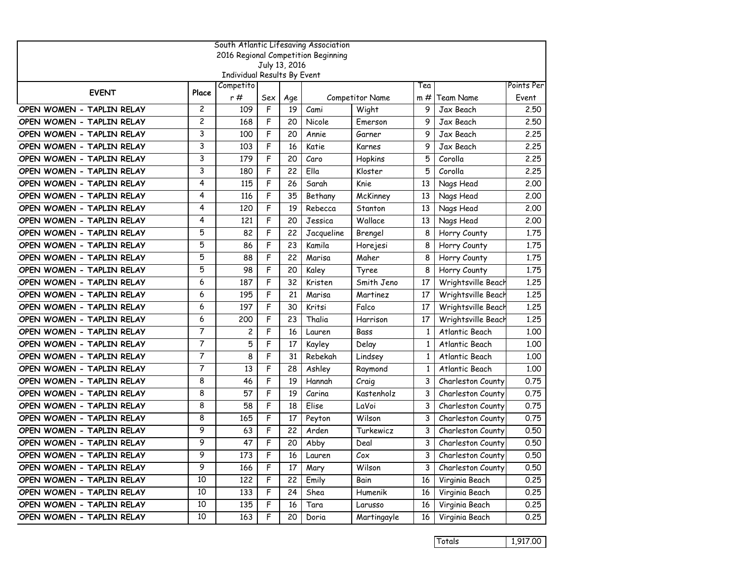South Atlantic Lifesaving Association
2016 Regional Competition Beginning
July 13, 2016
Individual Results By Event

| EVENT | Place | Competitor # | Sex | Age | Competitor Name | | Team # | Team Name | Points Per Event |
|---|---|---|---|---|---|---|---|---|---|
| OPEN WOMEN - TAPLIN RELAY | 2 | 109 | F | 19 | Cami | Wight | 9 | Jax Beach | 2.50 |
| OPEN WOMEN - TAPLIN RELAY | 2 | 168 | F | 20 | Nicole | Emerson | 9 | Jax Beach | 2.50 |
| OPEN WOMEN - TAPLIN RELAY | 3 | 100 | F | 20 | Annie | Garner | 9 | Jax Beach | 2.25 |
| OPEN WOMEN - TAPLIN RELAY | 3 | 103 | F | 16 | Katie | Karnes | 9 | Jax Beach | 2.25 |
| OPEN WOMEN - TAPLIN RELAY | 3 | 179 | F | 20 | Caro | Hopkins | 5 | Corolla | 2.25 |
| OPEN WOMEN - TAPLIN RELAY | 3 | 180 | F | 22 | Ella | Kloster | 5 | Corolla | 2.25 |
| OPEN WOMEN - TAPLIN RELAY | 4 | 115 | F | 26 | Sarah | Knie | 13 | Nags Head | 2.00 |
| OPEN WOMEN - TAPLIN RELAY | 4 | 116 | F | 35 | Bethany | McKinney | 13 | Nags Head | 2.00 |
| OPEN WOMEN - TAPLIN RELAY | 4 | 120 | F | 19 | Rebecca | Stanton | 13 | Nags Head | 2.00 |
| OPEN WOMEN - TAPLIN RELAY | 4 | 121 | F | 20 | Jessica | Wallace | 13 | Nags Head | 2.00 |
| OPEN WOMEN - TAPLIN RELAY | 5 | 82 | F | 22 | Jacqueline | Brengel | 8 | Horry County | 1.75 |
| OPEN WOMEN - TAPLIN RELAY | 5 | 86 | F | 23 | Kamila | Horejesi | 8 | Horry County | 1.75 |
| OPEN WOMEN - TAPLIN RELAY | 5 | 88 | F | 22 | Marisa | Maher | 8 | Horry County | 1.75 |
| OPEN WOMEN - TAPLIN RELAY | 5 | 98 | F | 20 | Kaley | Tyree | 8 | Horry County | 1.75 |
| OPEN WOMEN - TAPLIN RELAY | 6 | 187 | F | 32 | Kristen | Smith Jeno | 17 | Wrightsville Beach | 1.25 |
| OPEN WOMEN - TAPLIN RELAY | 6 | 195 | F | 21 | Marisa | Martinez | 17 | Wrightsville Beach | 1.25 |
| OPEN WOMEN - TAPLIN RELAY | 6 | 197 | F | 30 | Kritsi | Falco | 17 | Wrightsville Beach | 1.25 |
| OPEN WOMEN - TAPLIN RELAY | 6 | 200 | F | 23 | Thalia | Harrison | 17 | Wrightsville Beach | 1.25 |
| OPEN WOMEN - TAPLIN RELAY | 7 | 2 | F | 16 | Lauren | Bass | 1 | Atlantic Beach | 1.00 |
| OPEN WOMEN - TAPLIN RELAY | 7 | 5 | F | 17 | Kayley | Delay | 1 | Atlantic Beach | 1.00 |
| OPEN WOMEN - TAPLIN RELAY | 7 | 8 | F | 31 | Rebekah | Lindsey | 1 | Atlantic Beach | 1.00 |
| OPEN WOMEN - TAPLIN RELAY | 7 | 13 | F | 28 | Ashley | Raymond | 1 | Atlantic Beach | 1.00 |
| OPEN WOMEN - TAPLIN RELAY | 8 | 46 | F | 19 | Hannah | Craig | 3 | Charleston County | 0.75 |
| OPEN WOMEN - TAPLIN RELAY | 8 | 57 | F | 19 | Carina | Kastenholz | 3 | Charleston County | 0.75 |
| OPEN WOMEN - TAPLIN RELAY | 8 | 58 | F | 18 | Elise | LaVoi | 3 | Charleston County | 0.75 |
| OPEN WOMEN - TAPLIN RELAY | 8 | 165 | F | 17 | Peyton | Wilson | 3 | Charleston County | 0.75 |
| OPEN WOMEN - TAPLIN RELAY | 9 | 63 | F | 22 | Arden | Turkewicz | 3 | Charleston County | 0.50 |
| OPEN WOMEN - TAPLIN RELAY | 9 | 47 | F | 20 | Abby | Deal | 3 | Charleston County | 0.50 |
| OPEN WOMEN - TAPLIN RELAY | 9 | 173 | F | 16 | Lauren | Cox | 3 | Charleston County | 0.50 |
| OPEN WOMEN - TAPLIN RELAY | 9 | 166 | F | 17 | Mary | Wilson | 3 | Charleston County | 0.50 |
| OPEN WOMEN - TAPLIN RELAY | 10 | 122 | F | 22 | Emily | Bain | 16 | Virginia Beach | 0.25 |
| OPEN WOMEN - TAPLIN RELAY | 10 | 133 | F | 24 | Shea | Humenik | 16 | Virginia Beach | 0.25 |
| OPEN WOMEN - TAPLIN RELAY | 10 | 135 | F | 16 | Tara | Larusso | 16 | Virginia Beach | 0.25 |
| OPEN WOMEN - TAPLIN RELAY | 10 | 163 | F | 20 | Doria | Martingayle | 16 | Virginia Beach | 0.25 |

| | |
|---|---|
| Totals | 1,917.00 |